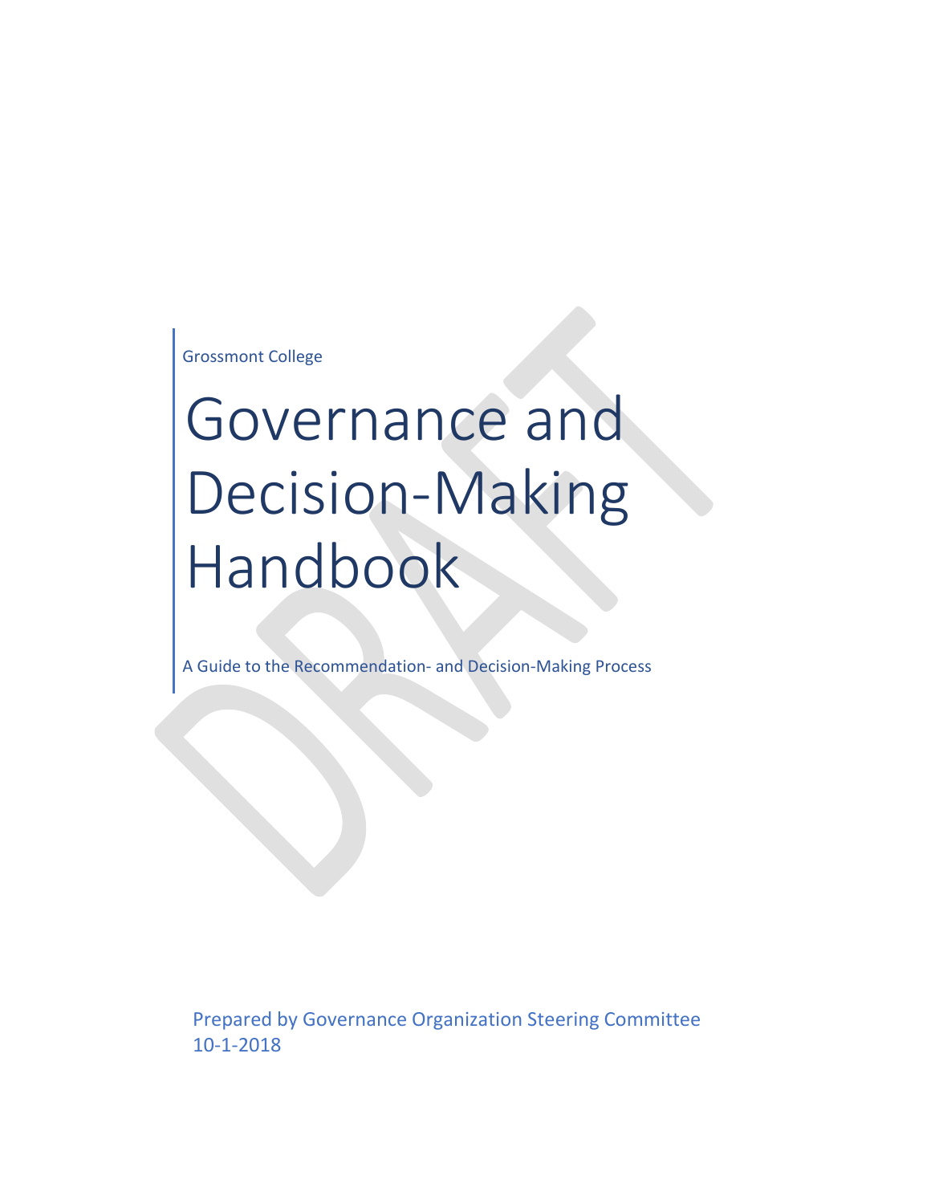Grossmont College

# Governance and Decision-Making Handbook

A Guide to the Recommendation- and Decision-Making Process

Prepared by Governance Organization Steering Committee
10-1-2018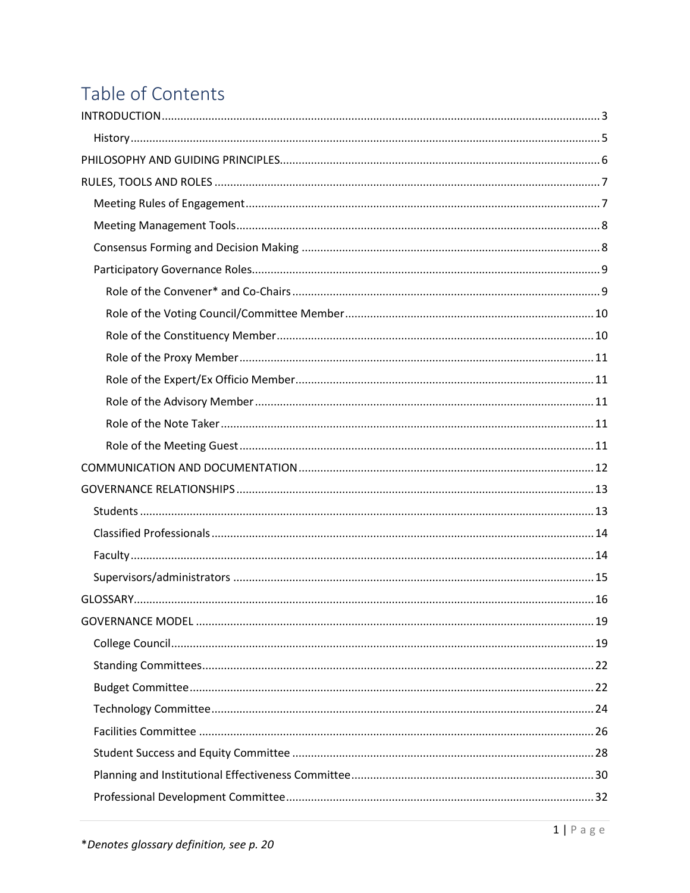# Table of Contents

INTRODUCTION .......... 3
- History .......... 5

PHILOSOPHY AND GUIDING PRINCIPLES .......... 6

RULES, TOOLS AND ROLES .......... 7
- Meeting Rules of Engagement .......... 7
- Meeting Management Tools .......... 8
- Consensus Forming and Decision Making .......... 8
- Participatory Governance Roles .......... 9
  - Role of the Convener* and Co-Chairs .......... 9
  - Role of the Voting Council/Committee Member .......... 10
  - Role of the Constituency Member .......... 10
  - Role of the Proxy Member .......... 11
  - Role of the Expert/Ex Officio Member .......... 11
  - Role of the Advisory Member .......... 11
  - Role of the Note Taker .......... 11
  - Role of the Meeting Guest .......... 11

COMMUNICATION AND DOCUMENTATION .......... 12

GOVERNANCE RELATIONSHIPS .......... 13
- Students .......... 13
- Classified Professionals .......... 14
- Faculty .......... 14
- Supervisors/administrators .......... 15

GLOSSARY .......... 16

GOVERNANCE MODEL .......... 19
- College Council .......... 19
- Standing Committees .......... 22
- Budget Committee .......... 22
- Technology Committee .......... 24
- Facilities Committee .......... 26
- Student Success and Equity Committee .......... 28
- Planning and Institutional Effectiveness Committee .......... 30
- Professional Development Committee .......... 32

*\*Denotes glossary definition, see p. 20*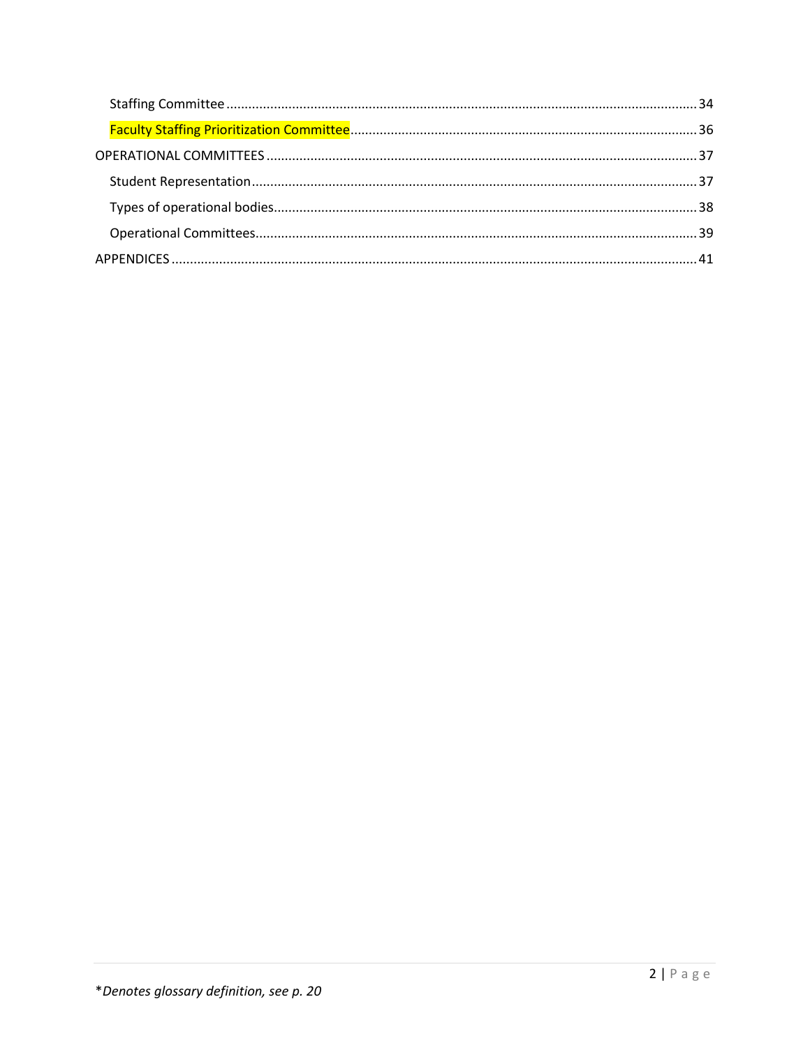- Staffing Committee ........ 34
- Faculty Staffing Prioritization Committee ........ 36

OPERATIONAL COMMITTEES ........ 37

- Student Representation ........ 37
- Types of operational bodies ........ 38
- Operational Committees ........ 39

APPENDICES ........ 41

*Denotes glossary definition, see p. 20*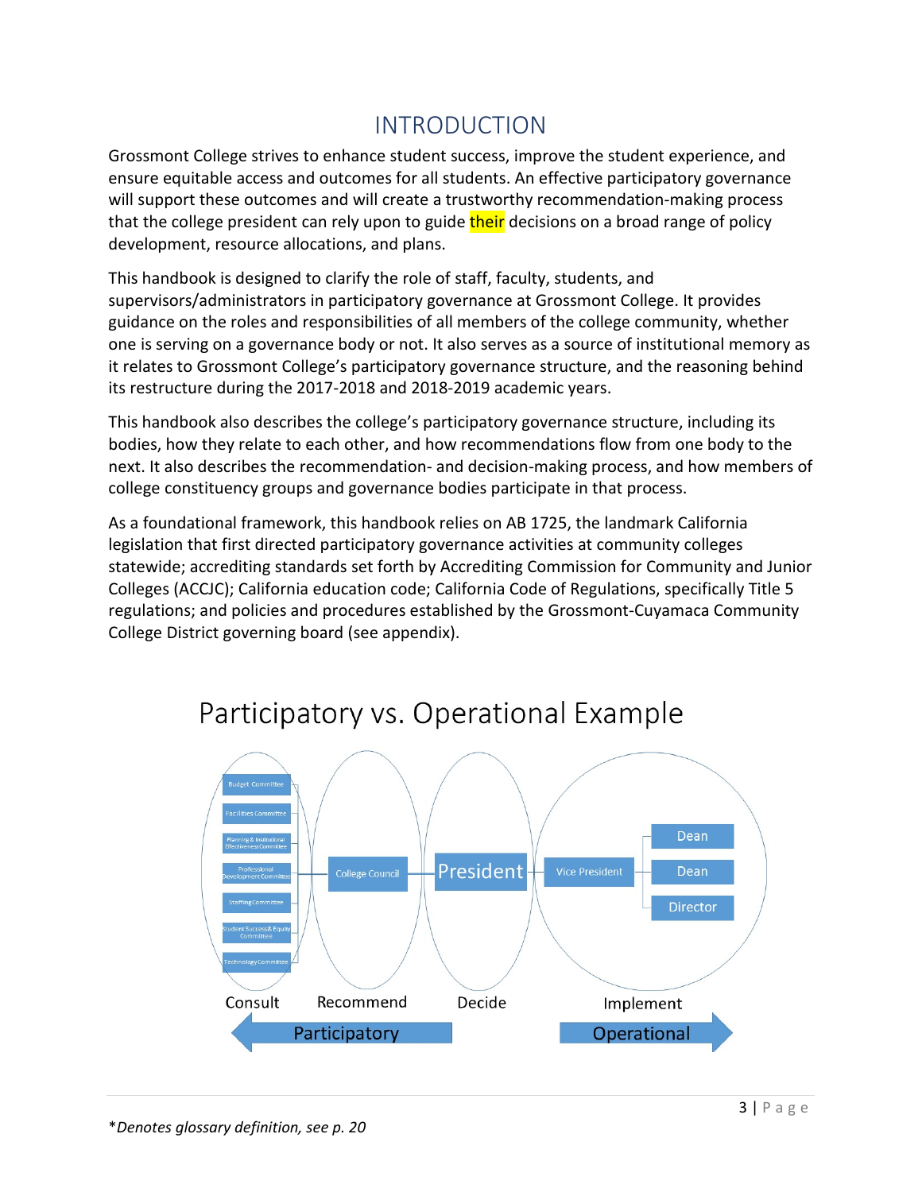# INTRODUCTION

Grossmont College strives to enhance student success, improve the student experience, and ensure equitable access and outcomes for all students. An effective participatory governance will support these outcomes and will create a trustworthy recommendation-making process that the college president can rely upon to guide their decisions on a broad range of policy development, resource allocations, and plans.

This handbook is designed to clarify the role of staff, faculty, students, and supervisors/administrators in participatory governance at Grossmont College. It provides guidance on the roles and responsibilities of all members of the college community, whether one is serving on a governance body or not. It also serves as a source of institutional memory as it relates to Grossmont College's participatory governance structure, and the reasoning behind its restructure during the 2017-2018 and 2018-2019 academic years.

This handbook also describes the college's participatory governance structure, including its bodies, how they relate to each other, and how recommendations flow from one body to the next. It also describes the recommendation- and decision-making process, and how members of college constituency groups and governance bodies participate in that process.

As a foundational framework, this handbook relies on AB 1725, the landmark California legislation that first directed participatory governance activities at community colleges statewide; accrediting standards set forth by Accrediting Commission for Community and Junior Colleges (ACCJC); California education code; California Code of Regulations, specifically Title 5 regulations; and policies and procedures established by the Grossmont-Cuyamaca Community College District governing board (see appendix).

## Participatory vs. Operational Example

Budget Committee
Facilities Committee
Planning & Institutional Effectiveness Committee
Professional Development Committee
Staffing Committee
Student Success & Equity Committee
Technology Committee
College Council
President
Vice President
Dean
Dean
Director

Consult | Recommend | Decide | Implement

Participatory | Operational

*\*Denotes glossary definition, see p. 20*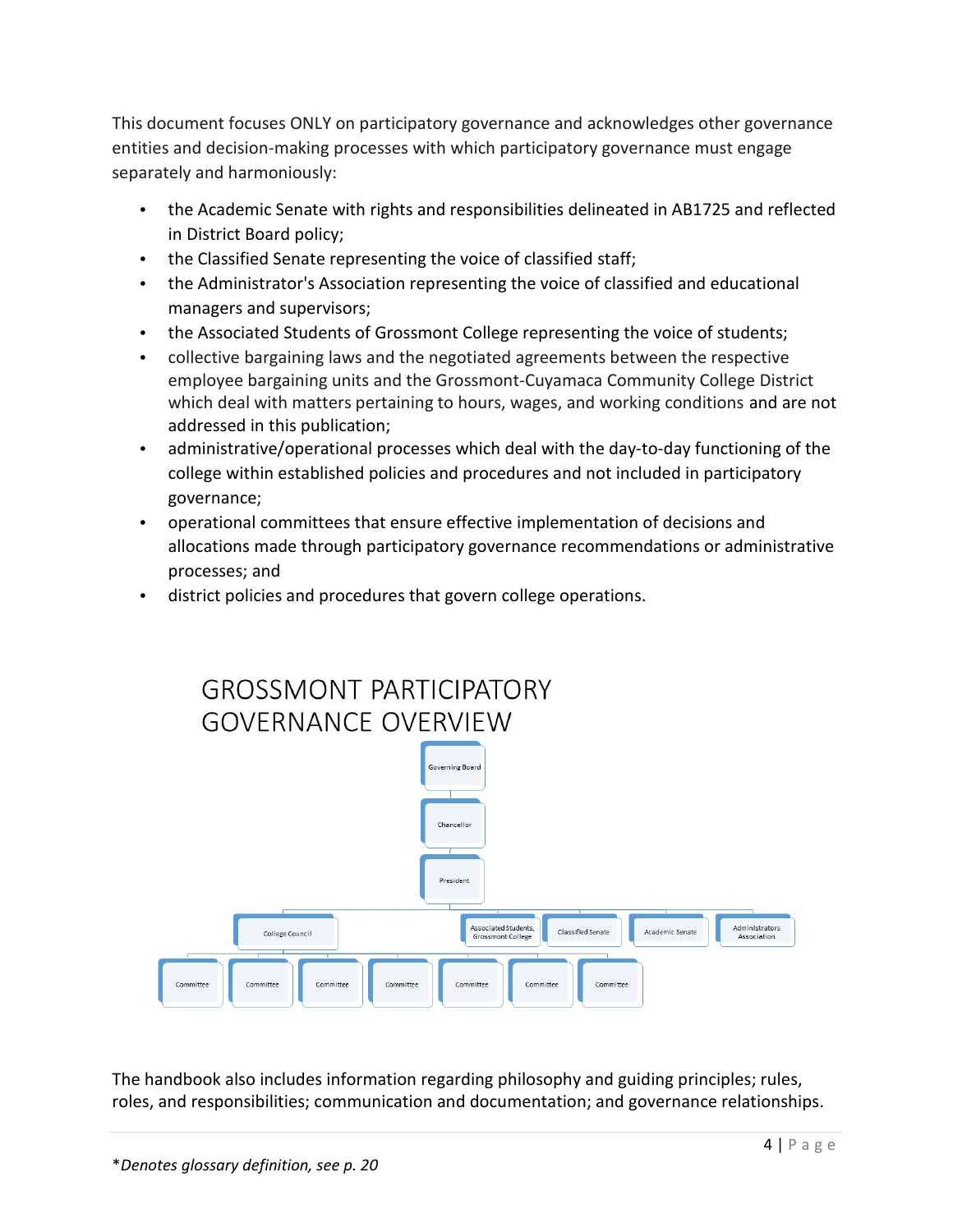This document focuses ONLY on participatory governance and acknowledges other governance entities and decision-making processes with which participatory governance must engage separately and harmoniously:

- the Academic Senate with rights and responsibilities delineated in AB1725 and reflected in District Board policy;
- the Classified Senate representing the voice of classified staff;
- the Administrator's Association representing the voice of classified and educational managers and supervisors;
- the Associated Students of Grossmont College representing the voice of students;
- collective bargaining laws and the negotiated agreements between the respective employee bargaining units and the Grossmont-Cuyamaca Community College District which deal with matters pertaining to hours, wages, and working conditions and are not addressed in this publication;
- administrative/operational processes which deal with the day-to-day functioning of the college within established policies and procedures and not included in participatory governance;
- operational committees that ensure effective implementation of decisions and allocations made through participatory governance recommendations or administrative processes; and
- district policies and procedures that govern college operations.

## GROSSMONT PARTICIPATORY GOVERNANCE OVERVIEW

Governing Board

Chancellor

President

College Council

Associated Students, Grossmont College

Classified Senate

Academic Senate

Administrators Association

Committee

Committee

Committee

Committee

Committee

Committee

Committee

The handbook also includes information regarding philosophy and guiding principles; rules, roles, and responsibilities; communication and documentation; and governance relationships.

*\*Denotes glossary definition, see p. 20*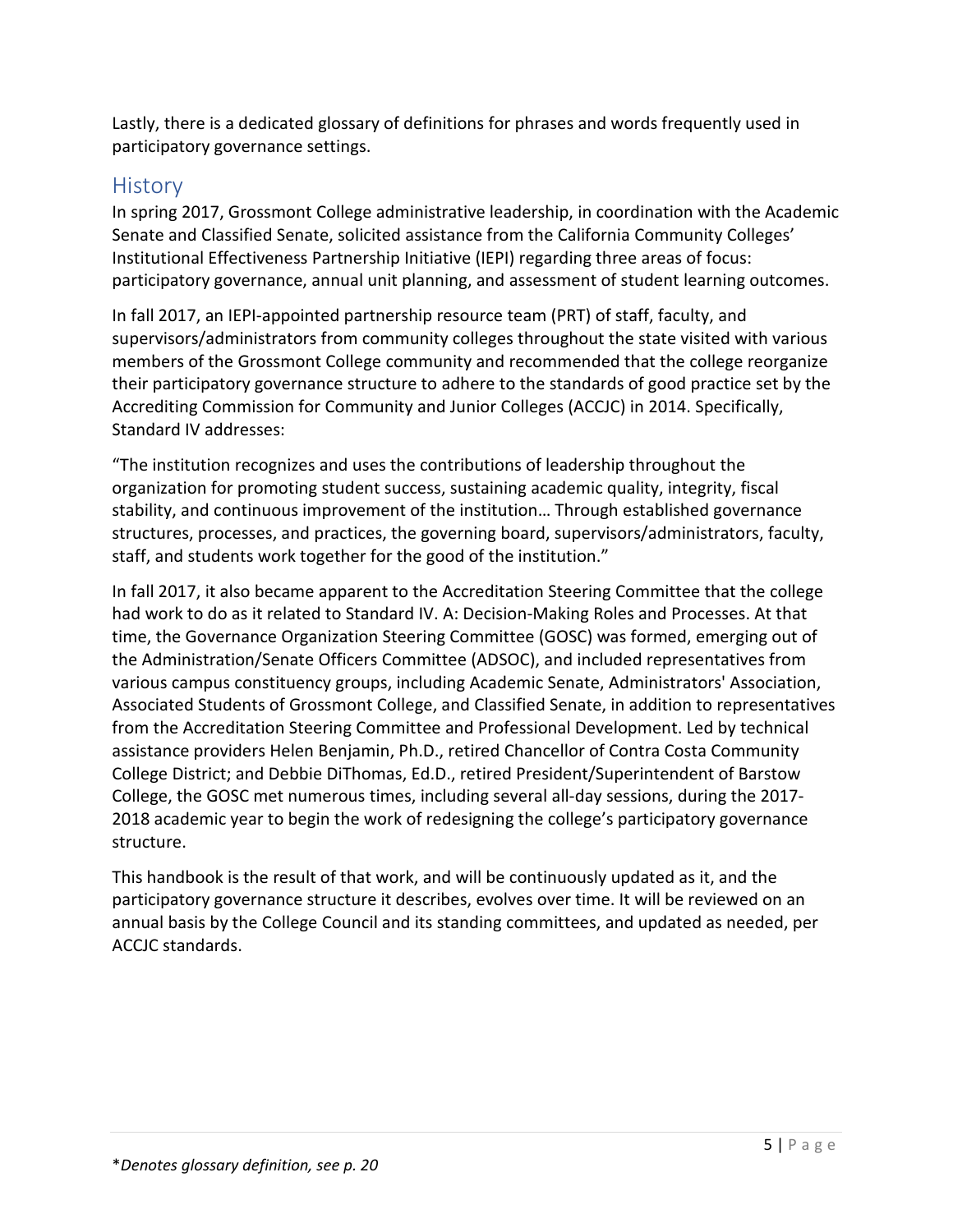Lastly, there is a dedicated glossary of definitions for phrases and words frequently used in participatory governance settings.

## History

In spring 2017, Grossmont College administrative leadership, in coordination with the Academic Senate and Classified Senate, solicited assistance from the California Community Colleges' Institutional Effectiveness Partnership Initiative (IEPI) regarding three areas of focus: participatory governance, annual unit planning, and assessment of student learning outcomes.

In fall 2017, an IEPI-appointed partnership resource team (PRT) of staff, faculty, and supervisors/administrators from community colleges throughout the state visited with various members of the Grossmont College community and recommended that the college reorganize their participatory governance structure to adhere to the standards of good practice set by the Accrediting Commission for Community and Junior Colleges (ACCJC) in 2014. Specifically, Standard IV addresses:

"The institution recognizes and uses the contributions of leadership throughout the organization for promoting student success, sustaining academic quality, integrity, fiscal stability, and continuous improvement of the institution… Through established governance structures, processes, and practices, the governing board, supervisors/administrators, faculty, staff, and students work together for the good of the institution."

In fall 2017, it also became apparent to the Accreditation Steering Committee that the college had work to do as it related to Standard IV. A: Decision-Making Roles and Processes. At that time, the Governance Organization Steering Committee (GOSC) was formed, emerging out of the Administration/Senate Officers Committee (ADSOC), and included representatives from various campus constituency groups, including Academic Senate, Administrators' Association, Associated Students of Grossmont College, and Classified Senate, in addition to representatives from the Accreditation Steering Committee and Professional Development. Led by technical assistance providers Helen Benjamin, Ph.D., retired Chancellor of Contra Costa Community College District; and Debbie DiThomas, Ed.D., retired President/Superintendent of Barstow College, the GOSC met numerous times, including several all-day sessions, during the 2017-2018 academic year to begin the work of redesigning the college's participatory governance structure.

This handbook is the result of that work, and will be continuously updated as it, and the participatory governance structure it describes, evolves over time. It will be reviewed on an annual basis by the College Council and its standing committees, and updated as needed, per ACCJC standards.

*\*Denotes glossary definition, see p. 20*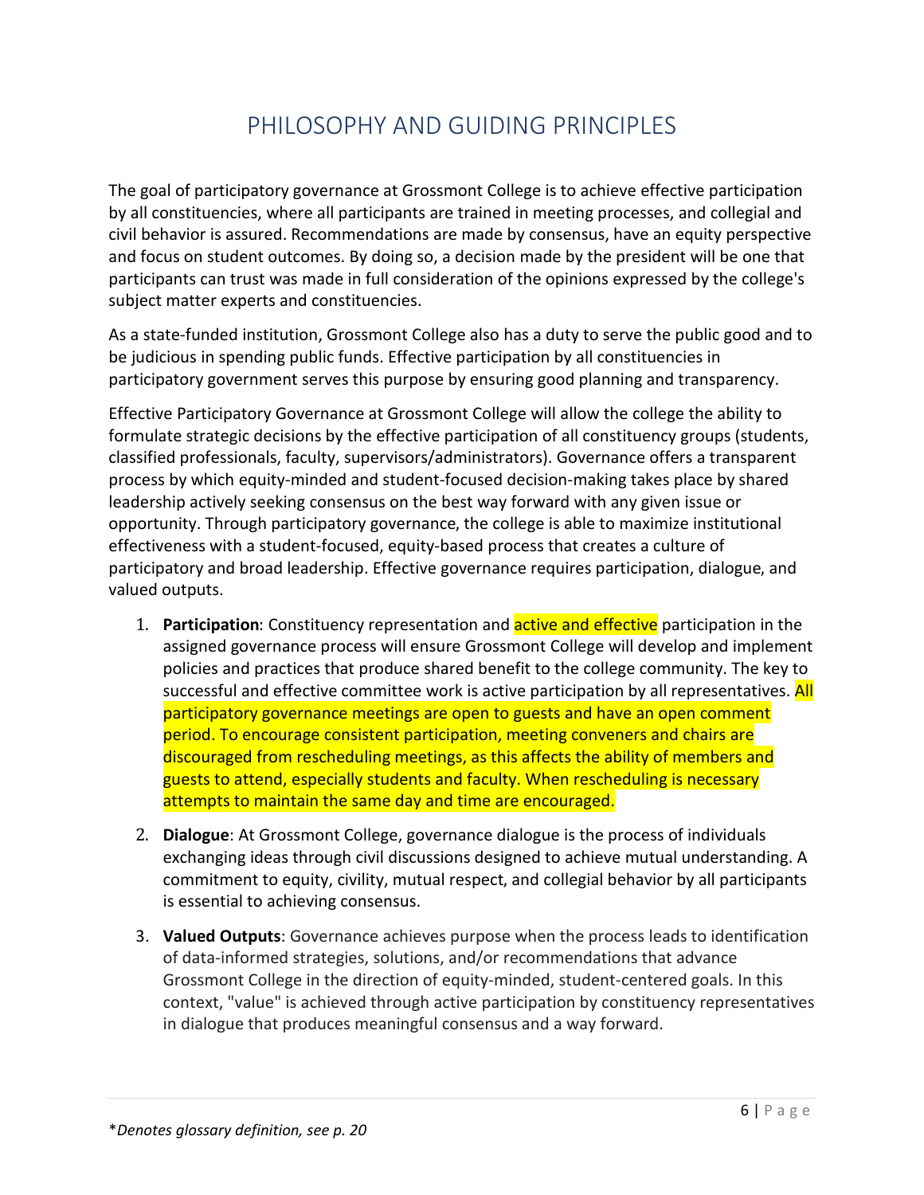# PHILOSOPHY AND GUIDING PRINCIPLES

The goal of participatory governance at Grossmont College is to achieve effective participation by all constituencies, where all participants are trained in meeting processes, and collegial and civil behavior is assured. Recommendations are made by consensus, have an equity perspective and focus on student outcomes. By doing so, a decision made by the president will be one that participants can trust was made in full consideration of the opinions expressed by the college's subject matter experts and constituencies.

As a state-funded institution, Grossmont College also has a duty to serve the public good and to be judicious in spending public funds. Effective participation by all constituencies in participatory government serves this purpose by ensuring good planning and transparency.

Effective Participatory Governance at Grossmont College will allow the college the ability to formulate strategic decisions by the effective participation of all constituency groups (students, classified professionals, faculty, supervisors/administrators). Governance offers a transparent process by which equity-minded and student-focused decision-making takes place by shared leadership actively seeking consensus on the best way forward with any given issue or opportunity. Through participatory governance, the college is able to maximize institutional effectiveness with a student-focused, equity-based process that creates a culture of participatory and broad leadership. Effective governance requires participation, dialogue, and valued outputs.

1. **Participation**: Constituency representation and active and effective participation in the assigned governance process will ensure Grossmont College will develop and implement policies and practices that produce shared benefit to the college community. The key to successful and effective committee work is active participation by all representatives. All participatory governance meetings are open to guests and have an open comment period. To encourage consistent participation, meeting conveners and chairs are discouraged from rescheduling meetings, as this affects the ability of members and guests to attend, especially students and faculty. When rescheduling is necessary attempts to maintain the same day and time are encouraged.
2. **Dialogue**: At Grossmont College, governance dialogue is the process of individuals exchanging ideas through civil discussions designed to achieve mutual understanding. A commitment to equity, civility, mutual respect, and collegial behavior by all participants is essential to achieving consensus.
3. **Valued Outputs**: Governance achieves purpose when the process leads to identification of data-informed strategies, solutions, and/or recommendations that advance Grossmont College in the direction of equity-minded, student-centered goals. In this context, "value" is achieved through active participation by constituency representatives in dialogue that produces meaningful consensus and a way forward.

*Denotes glossary definition, see p. 20*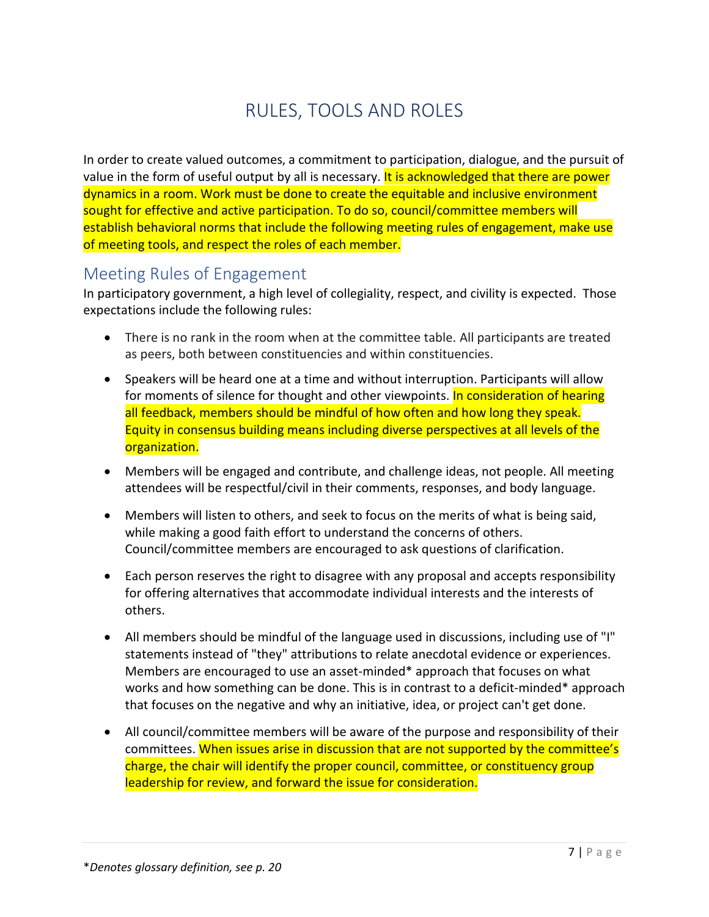# RULES, TOOLS AND ROLES

In order to create valued outcomes, a commitment to participation, dialogue, and the pursuit of value in the form of useful output by all is necessary. It is acknowledged that there are power dynamics in a room. Work must be done to create the equitable and inclusive environment sought for effective and active participation. To do so, council/committee members will establish behavioral norms that include the following meeting rules of engagement, make use of meeting tools, and respect the roles of each member.

## Meeting Rules of Engagement

In participatory government, a high level of collegiality, respect, and civility is expected. Those expectations include the following rules:

- There is no rank in the room when at the committee table. All participants are treated as peers, both between constituencies and within constituencies.
- Speakers will be heard one at a time and without interruption. Participants will allow for moments of silence for thought and other viewpoints. In consideration of hearing all feedback, members should be mindful of how often and how long they speak. Equity in consensus building means including diverse perspectives at all levels of the organization.
- Members will be engaged and contribute, and challenge ideas, not people. All meeting attendees will be respectful/civil in their comments, responses, and body language.
- Members will listen to others, and seek to focus on the merits of what is being said, while making a good faith effort to understand the concerns of others. Council/committee members are encouraged to ask questions of clarification.
- Each person reserves the right to disagree with any proposal and accepts responsibility for offering alternatives that accommodate individual interests and the interests of others.
- All members should be mindful of the language used in discussions, including use of "I" statements instead of "they" attributions to relate anecdotal evidence or experiences. Members are encouraged to use an asset-minded* approach that focuses on what works and how something can be done. This is in contrast to a deficit-minded* approach that focuses on the negative and why an initiative, idea, or project can't get done.
- All council/committee members will be aware of the purpose and responsibility of their committees. When issues arise in discussion that are not supported by the committee's charge, the chair will identify the proper council, committee, or constituency group leadership for review, and forward the issue for consideration.

*Denotes glossary definition, see p. 20*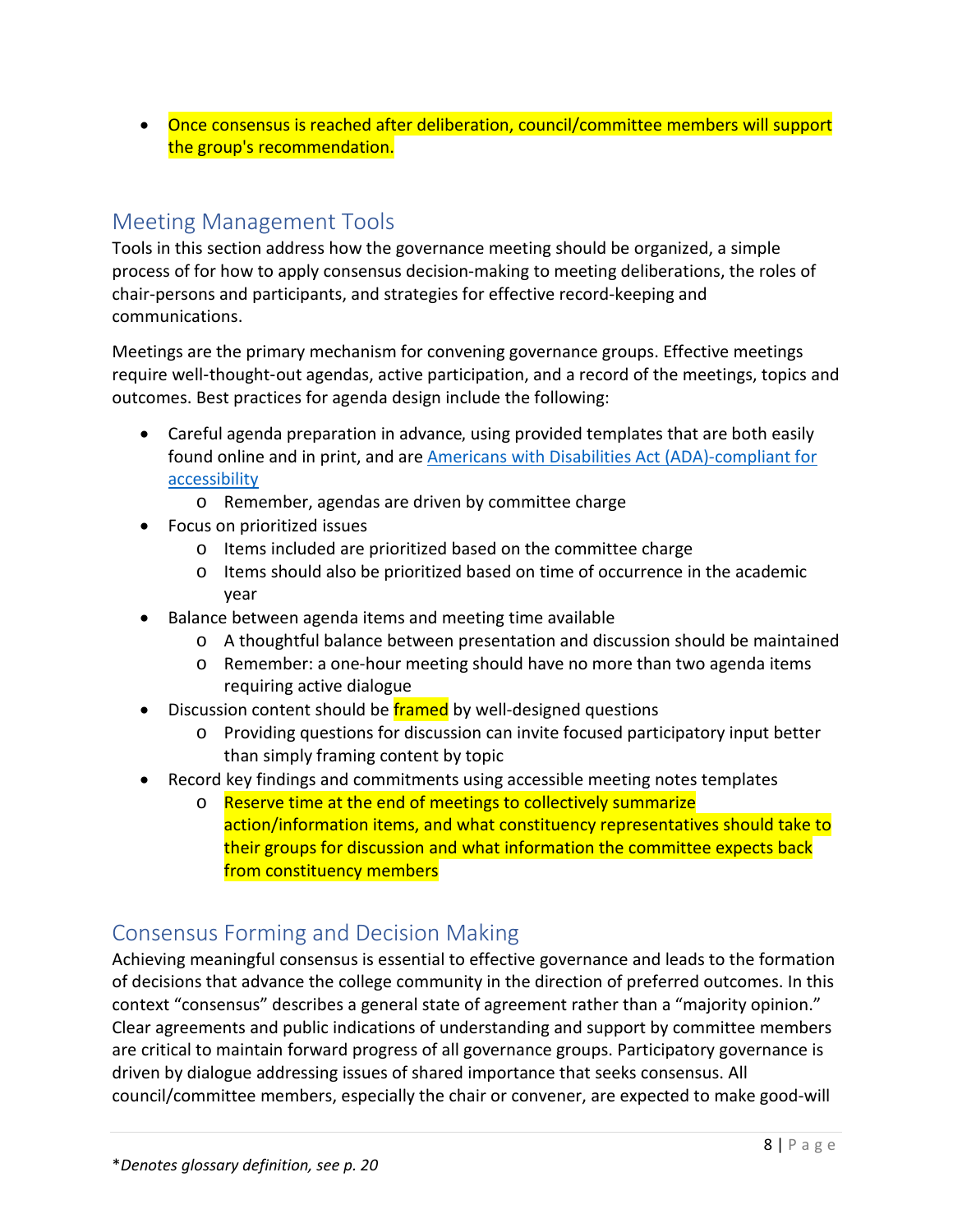- Once consensus is reached after deliberation, council/committee members will support the group's recommendation.

## Meeting Management Tools

Tools in this section address how the governance meeting should be organized, a simple process of for how to apply consensus decision-making to meeting deliberations, the roles of chair-persons and participants, and strategies for effective record-keeping and communications.

Meetings are the primary mechanism for convening governance groups. Effective meetings require well-thought-out agendas, active participation, and a record of the meetings, topics and outcomes. Best practices for agenda design include the following:

- Careful agenda preparation in advance, using provided templates that are both easily found online and in print, and are [Americans with Disabilities Act (ADA)-compliant for accessibility]()
    - Remember, agendas are driven by committee charge
- Focus on prioritized issues
    - Items included are prioritized based on the committee charge
    - Items should also be prioritized based on time of occurrence in the academic year
- Balance between agenda items and meeting time available
    - A thoughtful balance between presentation and discussion should be maintained
    - Remember: a one-hour meeting should have no more than two agenda items requiring active dialogue
- Discussion content should be framed by well-designed questions
    - Providing questions for discussion can invite focused participatory input better than simply framing content by topic
- Record key findings and commitments using accessible meeting notes templates
    - Reserve time at the end of meetings to collectively summarize action/information items, and what constituency representatives should take to their groups for discussion and what information the committee expects back from constituency members

## Consensus Forming and Decision Making

Achieving meaningful consensus is essential to effective governance and leads to the formation of decisions that advance the college community in the direction of preferred outcomes. In this context "consensus" describes a general state of agreement rather than a "majority opinion." Clear agreements and public indications of understanding and support by committee members are critical to maintain forward progress of all governance groups. Participatory governance is driven by dialogue addressing issues of shared importance that seeks consensus. All council/committee members, especially the chair or convener, are expected to make good-will

*\*Denotes glossary definition, see p. 20*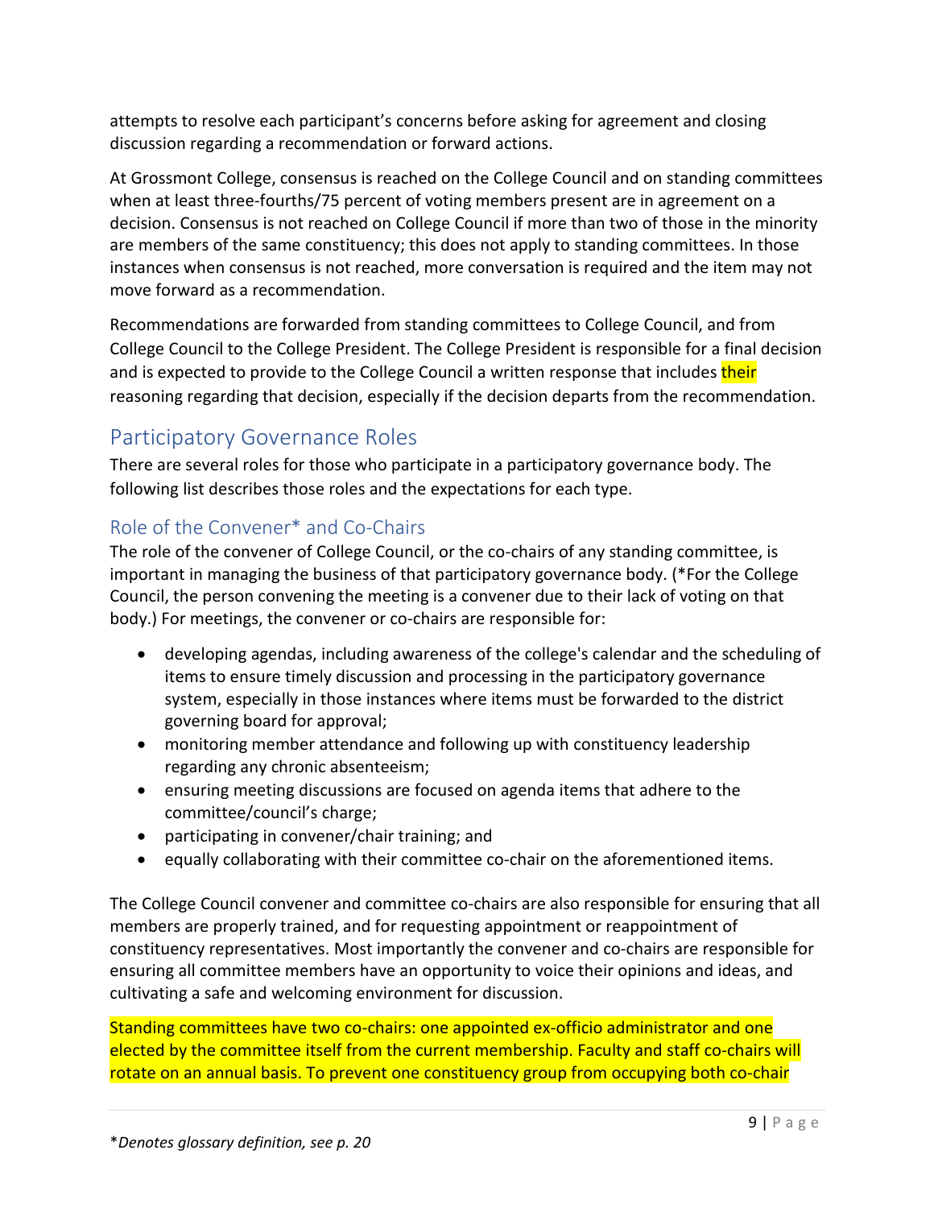attempts to resolve each participant's concerns before asking for agreement and closing discussion regarding a recommendation or forward actions.

At Grossmont College, consensus is reached on the College Council and on standing committees when at least three-fourths/75 percent of voting members present are in agreement on a decision. Consensus is not reached on College Council if more than two of those in the minority are members of the same constituency; this does not apply to standing committees. In those instances when consensus is not reached, more conversation is required and the item may not move forward as a recommendation.

Recommendations are forwarded from standing committees to College Council, and from College Council to the College President. The College President is responsible for a final decision and is expected to provide to the College Council a written response that includes their reasoning regarding that decision, especially if the decision departs from the recommendation.

## Participatory Governance Roles

There are several roles for those who participate in a participatory governance body. The following list describes those roles and the expectations for each type.

### Role of the Convener* and Co-Chairs

The role of the convener of College Council, or the co-chairs of any standing committee, is important in managing the business of that participatory governance body. (*For the College Council, the person convening the meeting is a convener due to their lack of voting on that body.) For meetings, the convener or co-chairs are responsible for:

- developing agendas, including awareness of the college's calendar and the scheduling of items to ensure timely discussion and processing in the participatory governance system, especially in those instances where items must be forwarded to the district governing board for approval;
- monitoring member attendance and following up with constituency leadership regarding any chronic absenteeism;
- ensuring meeting discussions are focused on agenda items that adhere to the committee/council's charge;
- participating in convener/chair training; and
- equally collaborating with their committee co-chair on the aforementioned items.

The College Council convener and committee co-chairs are also responsible for ensuring that all members are properly trained, and for requesting appointment or reappointment of constituency representatives. Most importantly the convener and co-chairs are responsible for ensuring all committee members have an opportunity to voice their opinions and ideas, and cultivating a safe and welcoming environment for discussion.

Standing committees have two co-chairs: one appointed ex-officio administrator and one elected by the committee itself from the current membership. Faculty and staff co-chairs will rotate on an annual basis. To prevent one constituency group from occupying both co-chair

*Denotes glossary definition, see p. 20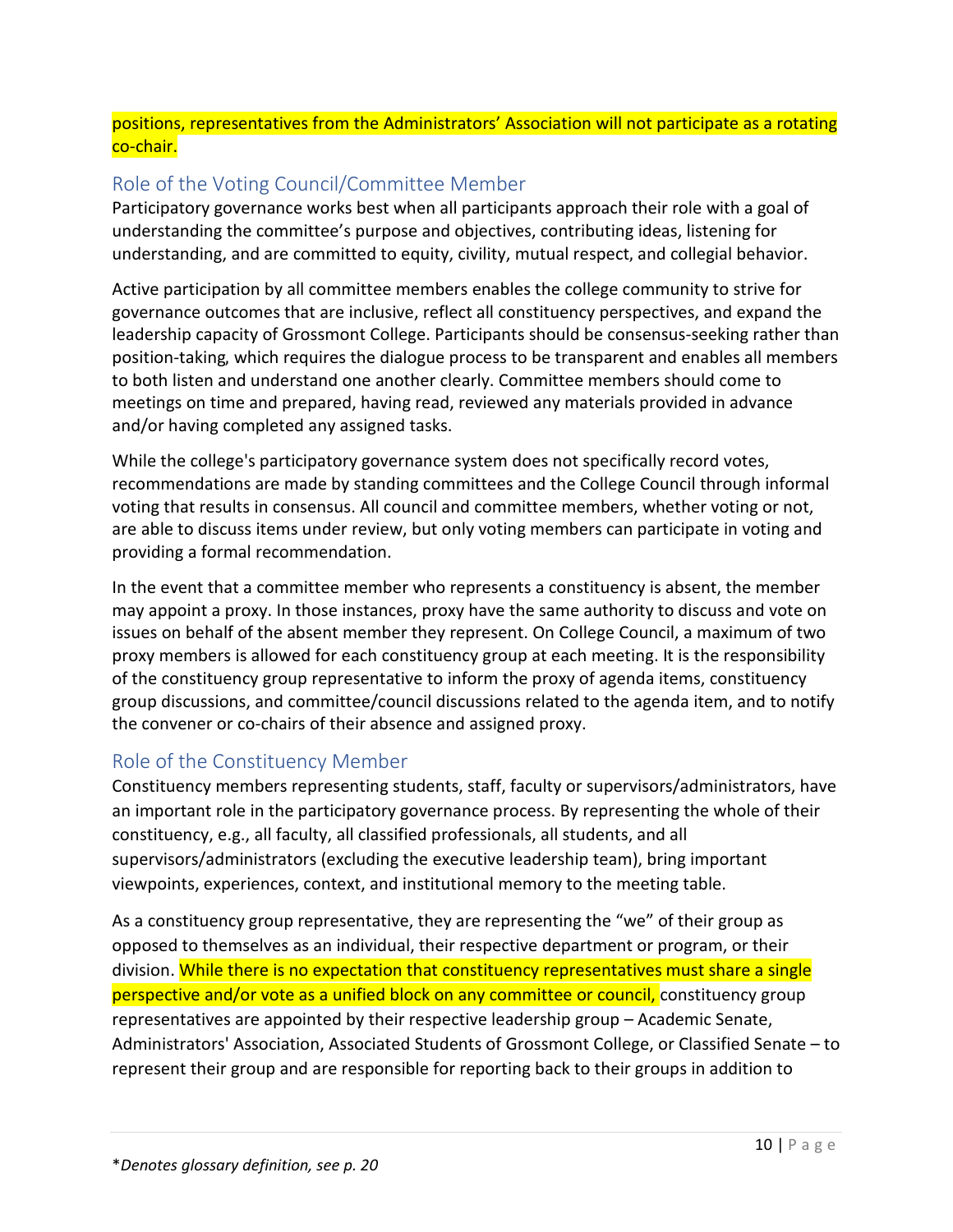positions, representatives from the Administrators' Association will not participate as a rotating co-chair.

## Role of the Voting Council/Committee Member

Participatory governance works best when all participants approach their role with a goal of understanding the committee's purpose and objectives, contributing ideas, listening for understanding, and are committed to equity, civility, mutual respect, and collegial behavior.

Active participation by all committee members enables the college community to strive for governance outcomes that are inclusive, reflect all constituency perspectives, and expand the leadership capacity of Grossmont College. Participants should be consensus-seeking rather than position-taking, which requires the dialogue process to be transparent and enables all members to both listen and understand one another clearly. Committee members should come to meetings on time and prepared, having read, reviewed any materials provided in advance and/or having completed any assigned tasks.

While the college's participatory governance system does not specifically record votes, recommendations are made by standing committees and the College Council through informal voting that results in consensus. All council and committee members, whether voting or not, are able to discuss items under review, but only voting members can participate in voting and providing a formal recommendation.

In the event that a committee member who represents a constituency is absent, the member may appoint a proxy. In those instances, proxy have the same authority to discuss and vote on issues on behalf of the absent member they represent. On College Council, a maximum of two proxy members is allowed for each constituency group at each meeting. It is the responsibility of the constituency group representative to inform the proxy of agenda items, constituency group discussions, and committee/council discussions related to the agenda item, and to notify the convener or co-chairs of their absence and assigned proxy.

## Role of the Constituency Member

Constituency members representing students, staff, faculty or supervisors/administrators, have an important role in the participatory governance process. By representing the whole of their constituency, e.g., all faculty, all classified professionals, all students, and all supervisors/administrators (excluding the executive leadership team), bring important viewpoints, experiences, context, and institutional memory to the meeting table.

As a constituency group representative, they are representing the "we" of their group as opposed to themselves as an individual, their respective department or program, or their division. While there is no expectation that constituency representatives must share a single perspective and/or vote as a unified block on any committee or council, constituency group representatives are appointed by their respective leadership group – Academic Senate, Administrators' Association, Associated Students of Grossmont College, or Classified Senate – to represent their group and are responsible for reporting back to their groups in addition to

*Denotes glossary definition, see p. 20*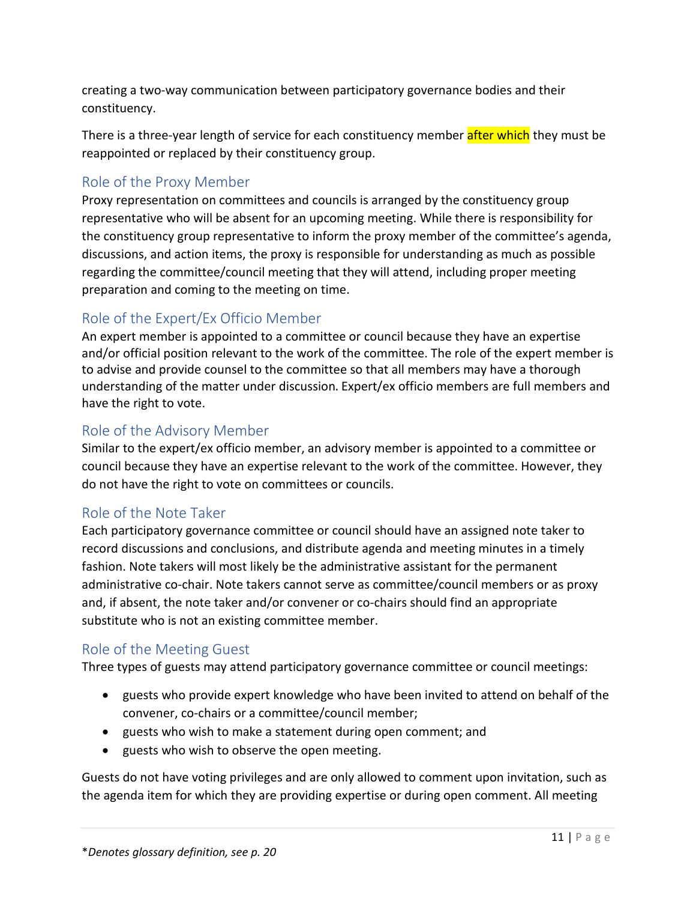creating a two-way communication between participatory governance bodies and their constituency.

There is a three-year length of service for each constituency member after which they must be reappointed or replaced by their constituency group.

### Role of the Proxy Member

Proxy representation on committees and councils is arranged by the constituency group representative who will be absent for an upcoming meeting. While there is responsibility for the constituency group representative to inform the proxy member of the committee's agenda, discussions, and action items, the proxy is responsible for understanding as much as possible regarding the committee/council meeting that they will attend, including proper meeting preparation and coming to the meeting on time.

### Role of the Expert/Ex Officio Member

An expert member is appointed to a committee or council because they have an expertise and/or official position relevant to the work of the committee. The role of the expert member is to advise and provide counsel to the committee so that all members may have a thorough understanding of the matter under discussion. Expert/ex officio members are full members and have the right to vote.

### Role of the Advisory Member

Similar to the expert/ex officio member, an advisory member is appointed to a committee or council because they have an expertise relevant to the work of the committee. However, they do not have the right to vote on committees or councils.

### Role of the Note Taker

Each participatory governance committee or council should have an assigned note taker to record discussions and conclusions, and distribute agenda and meeting minutes in a timely fashion. Note takers will most likely be the administrative assistant for the permanent administrative co-chair. Note takers cannot serve as committee/council members or as proxy and, if absent, the note taker and/or convener or co-chairs should find an appropriate substitute who is not an existing committee member.

### Role of the Meeting Guest

Three types of guests may attend participatory governance committee or council meetings:

- guests who provide expert knowledge who have been invited to attend on behalf of the convener, co-chairs or a committee/council member;
- guests who wish to make a statement during open comment; and
- guests who wish to observe the open meeting.

Guests do not have voting privileges and are only allowed to comment upon invitation, such as the agenda item for which they are providing expertise or during open comment. All meeting

*\*Denotes glossary definition, see p. 20*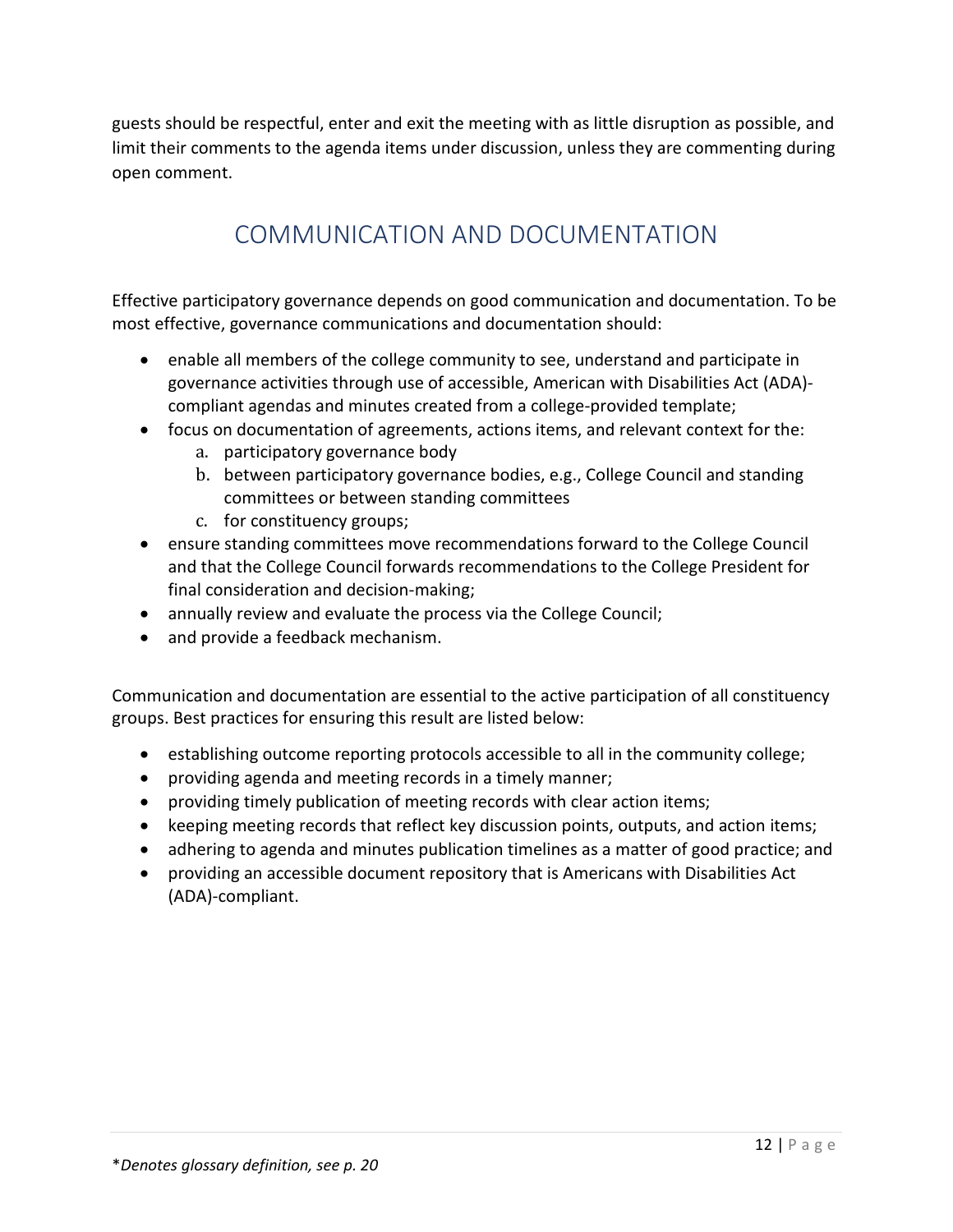guests should be respectful, enter and exit the meeting with as little disruption as possible, and limit their comments to the agenda items under discussion, unless they are commenting during open comment.

## COMMUNICATION AND DOCUMENTATION

Effective participatory governance depends on good communication and documentation. To be most effective, governance communications and documentation should:

- enable all members of the college community to see, understand and participate in governance activities through use of accessible, American with Disabilities Act (ADA)-compliant agendas and minutes created from a college-provided template;
- focus on documentation of agreements, actions items, and relevant context for the:
    a. participatory governance body
    b. between participatory governance bodies, e.g., College Council and standing committees or between standing committees
    c. for constituency groups;
- ensure standing committees move recommendations forward to the College Council and that the College Council forwards recommendations to the College President for final consideration and decision-making;
- annually review and evaluate the process via the College Council;
- and provide a feedback mechanism.

Communication and documentation are essential to the active participation of all constituency groups. Best practices for ensuring this result are listed below:

- establishing outcome reporting protocols accessible to all in the community college;
- providing agenda and meeting records in a timely manner;
- providing timely publication of meeting records with clear action items;
- keeping meeting records that reflect key discussion points, outputs, and action items;
- adhering to agenda and minutes publication timelines as a matter of good practice; and
- providing an accessible document repository that is Americans with Disabilities Act (ADA)-compliant.

*\*Denotes glossary definition, see p. 20*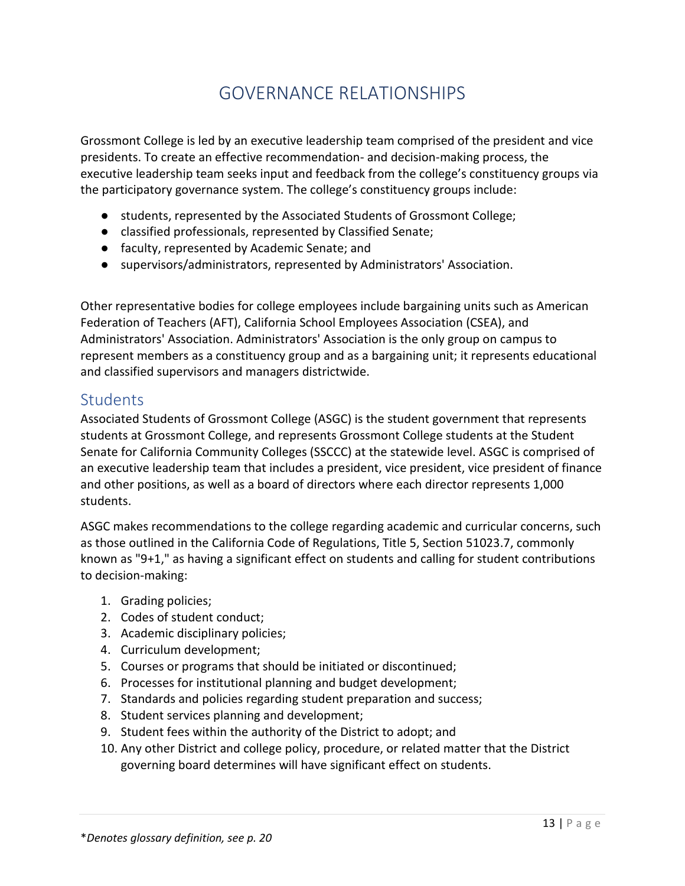# GOVERNANCE RELATIONSHIPS

Grossmont College is led by an executive leadership team comprised of the president and vice presidents. To create an effective recommendation- and decision-making process, the executive leadership team seeks input and feedback from the college's constituency groups via the participatory governance system. The college's constituency groups include:

- students, represented by the Associated Students of Grossmont College;
- classified professionals, represented by Classified Senate;
- faculty, represented by Academic Senate; and
- supervisors/administrators, represented by Administrators' Association.

Other representative bodies for college employees include bargaining units such as American Federation of Teachers (AFT), California School Employees Association (CSEA), and Administrators' Association. Administrators' Association is the only group on campus to represent members as a constituency group and as a bargaining unit; it represents educational and classified supervisors and managers districtwide.

## Students

Associated Students of Grossmont College (ASGC) is the student government that represents students at Grossmont College, and represents Grossmont College students at the Student Senate for California Community Colleges (SSCCC) at the statewide level. ASGC is comprised of an executive leadership team that includes a president, vice president, vice president of finance and other positions, as well as a board of directors where each director represents 1,000 students.

ASGC makes recommendations to the college regarding academic and curricular concerns, such as those outlined in the California Code of Regulations, Title 5, Section 51023.7, commonly known as "9+1," as having a significant effect on students and calling for student contributions to decision-making:

1. Grading policies;
2. Codes of student conduct;
3. Academic disciplinary policies;
4. Curriculum development;
5. Courses or programs that should be initiated or discontinued;
6. Processes for institutional planning and budget development;
7. Standards and policies regarding student preparation and success;
8. Student services planning and development;
9. Student fees within the authority of the District to adopt; and
10. Any other District and college policy, procedure, or related matter that the District governing board determines will have significant effect on students.

**Denotes glossary definition, see p. 20*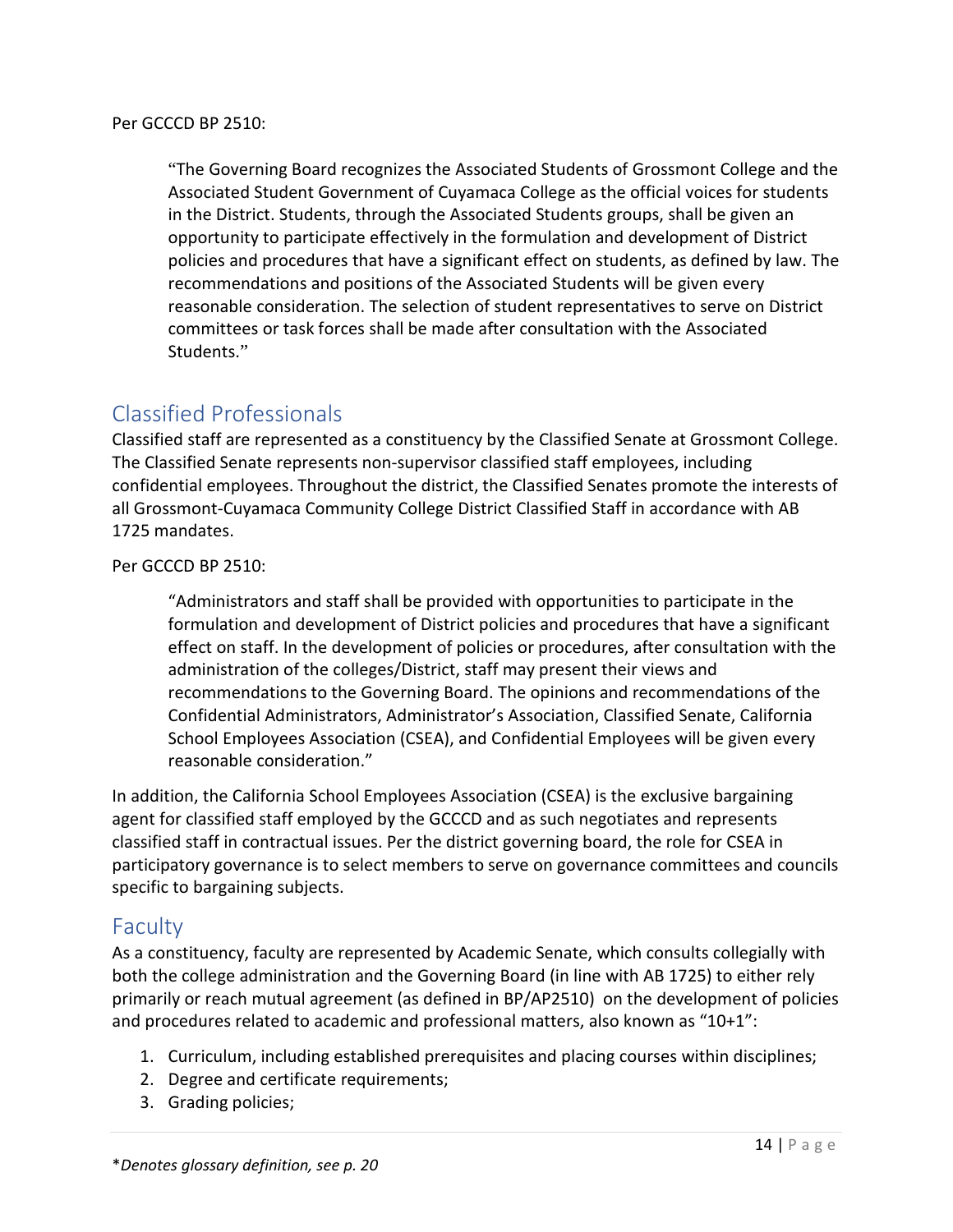Per GCCCD BP 2510:

> "The Governing Board recognizes the Associated Students of Grossmont College and the Associated Student Government of Cuyamaca College as the official voices for students in the District. Students, through the Associated Students groups, shall be given an opportunity to participate effectively in the formulation and development of District policies and procedures that have a significant effect on students, as defined by law. The recommendations and positions of the Associated Students will be given every reasonable consideration. The selection of student representatives to serve on District committees or task forces shall be made after consultation with the Associated Students."

## Classified Professionals

Classified staff are represented as a constituency by the Classified Senate at Grossmont College. The Classified Senate represents non-supervisor classified staff employees, including confidential employees. Throughout the district, the Classified Senates promote the interests of all Grossmont-Cuyamaca Community College District Classified Staff in accordance with AB 1725 mandates.

Per GCCCD BP 2510:

> "Administrators and staff shall be provided with opportunities to participate in the formulation and development of District policies and procedures that have a significant effect on staff. In the development of policies or procedures, after consultation with the administration of the colleges/District, staff may present their views and recommendations to the Governing Board. The opinions and recommendations of the Confidential Administrators, Administrator's Association, Classified Senate, California School Employees Association (CSEA), and Confidential Employees will be given every reasonable consideration."

In addition, the California School Employees Association (CSEA) is the exclusive bargaining agent for classified staff employed by the GCCCD and as such negotiates and represents classified staff in contractual issues. Per the district governing board, the role for CSEA in participatory governance is to select members to serve on governance committees and councils specific to bargaining subjects.

## Faculty

As a constituency, faculty are represented by Academic Senate, which consults collegially with both the college administration and the Governing Board (in line with AB 1725) to either rely primarily or reach mutual agreement (as defined in BP/AP2510) on the development of policies and procedures related to academic and professional matters, also known as "10+1":

1. Curriculum, including established prerequisites and placing courses within disciplines;
2. Degree and certificate requirements;
3. Grading policies;

**Denotes glossary definition, see p. 20*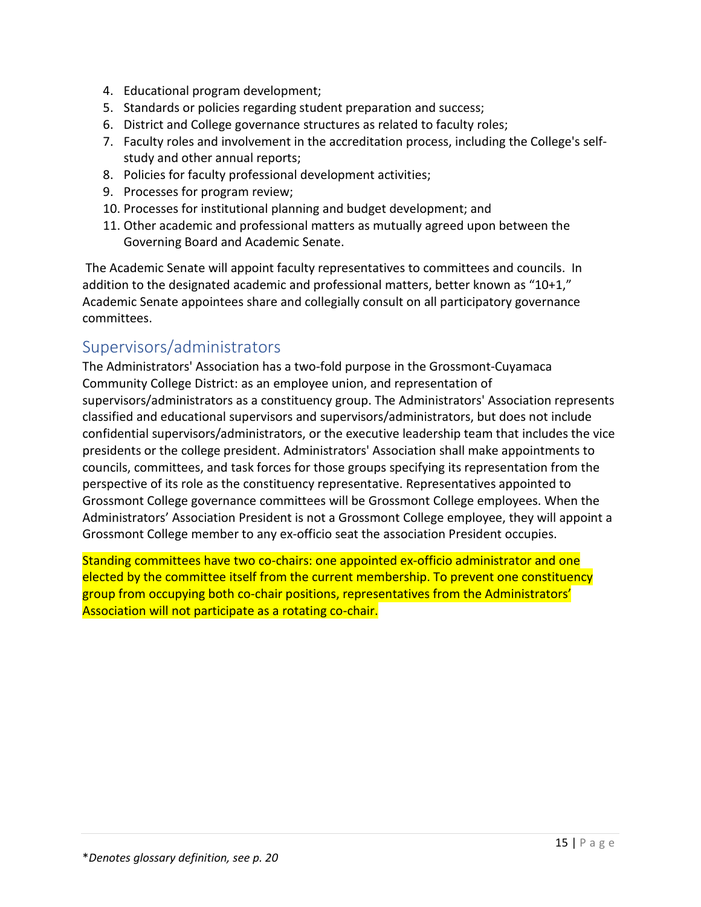4. Educational program development;
5. Standards or policies regarding student preparation and success;
6. District and College governance structures as related to faculty roles;
7. Faculty roles and involvement in the accreditation process, including the College's self-study and other annual reports;
8. Policies for faculty professional development activities;
9. Processes for program review;
10. Processes for institutional planning and budget development; and
11. Other academic and professional matters as mutually agreed upon between the Governing Board and Academic Senate.

The Academic Senate will appoint faculty representatives to committees and councils. In addition to the designated academic and professional matters, better known as "10+1," Academic Senate appointees share and collegially consult on all participatory governance committees.

## Supervisors/administrators

The Administrators' Association has a two-fold purpose in the Grossmont-Cuyamaca Community College District: as an employee union, and representation of supervisors/administrators as a constituency group. The Administrators' Association represents classified and educational supervisors and supervisors/administrators, but does not include confidential supervisors/administrators, or the executive leadership team that includes the vice presidents or the college president. Administrators' Association shall make appointments to councils, committees, and task forces for those groups specifying its representation from the perspective of its role as the constituency representative. Representatives appointed to Grossmont College governance committees will be Grossmont College employees. When the Administrators' Association President is not a Grossmont College employee, they will appoint a Grossmont College member to any ex-officio seat the association President occupies.

Standing committees have two co-chairs: one appointed ex-officio administrator and one elected by the committee itself from the current membership. To prevent one constituency group from occupying both co-chair positions, representatives from the Administrators' Association will not participate as a rotating co-chair.

*Denotes glossary definition, see p. 20*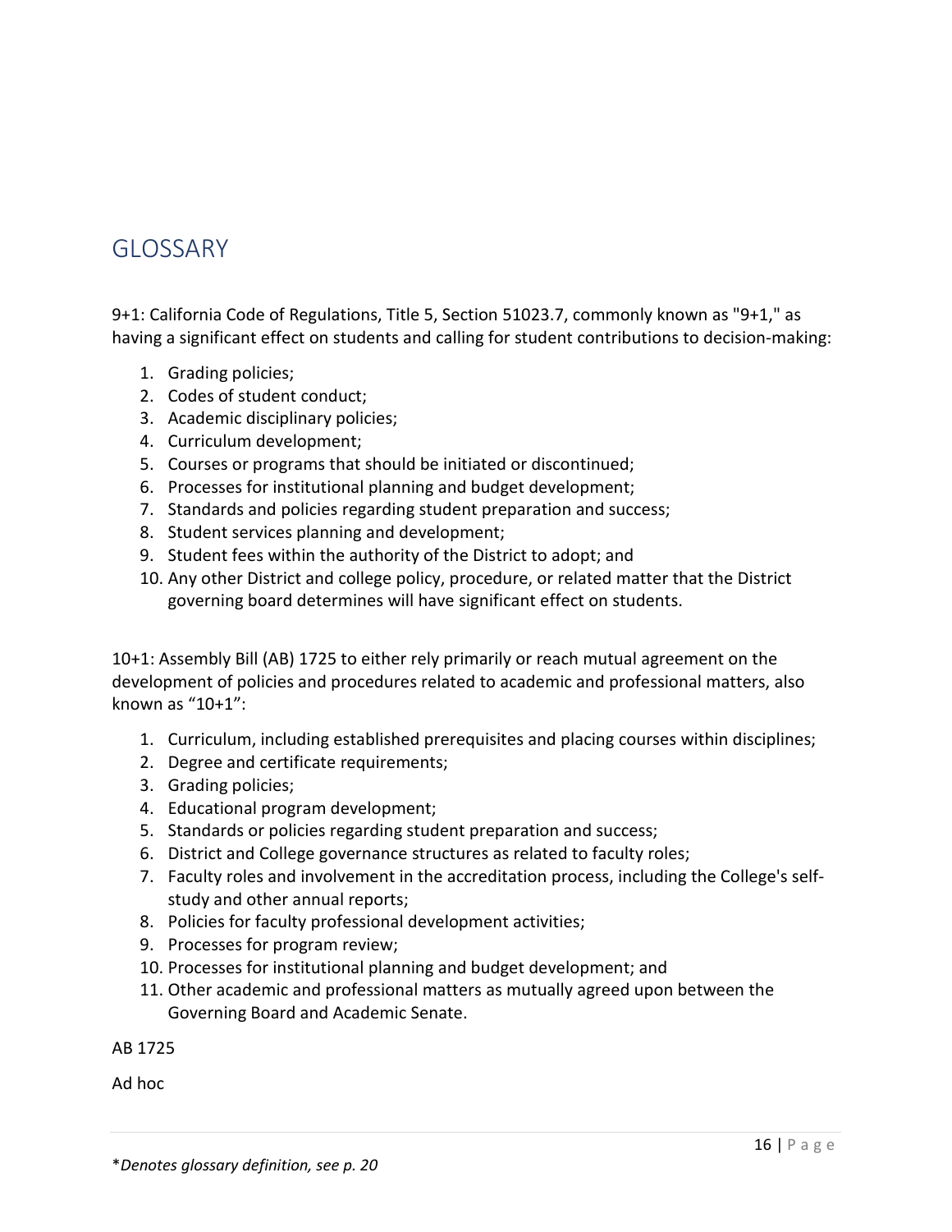# GLOSSARY

9+1: California Code of Regulations, Title 5, Section 51023.7, commonly known as "9+1," as having a significant effect on students and calling for student contributions to decision-making:

1. Grading policies;
2. Codes of student conduct;
3. Academic disciplinary policies;
4. Curriculum development;
5. Courses or programs that should be initiated or discontinued;
6. Processes for institutional planning and budget development;
7. Standards and policies regarding student preparation and success;
8. Student services planning and development;
9. Student fees within the authority of the District to adopt; and
10. Any other District and college policy, procedure, or related matter that the District governing board determines will have significant effect on students.

10+1: Assembly Bill (AB) 1725 to either rely primarily or reach mutual agreement on the development of policies and procedures related to academic and professional matters, also known as "10+1":

1. Curriculum, including established prerequisites and placing courses within disciplines;
2. Degree and certificate requirements;
3. Grading policies;
4. Educational program development;
5. Standards or policies regarding student preparation and success;
6. District and College governance structures as related to faculty roles;
7. Faculty roles and involvement in the accreditation process, including the College's self-study and other annual reports;
8. Policies for faculty professional development activities;
9. Processes for program review;
10. Processes for institutional planning and budget development; and
11. Other academic and professional matters as mutually agreed upon between the Governing Board and Academic Senate.

AB 1725

Ad hoc

*Denotes glossary definition, see p. 20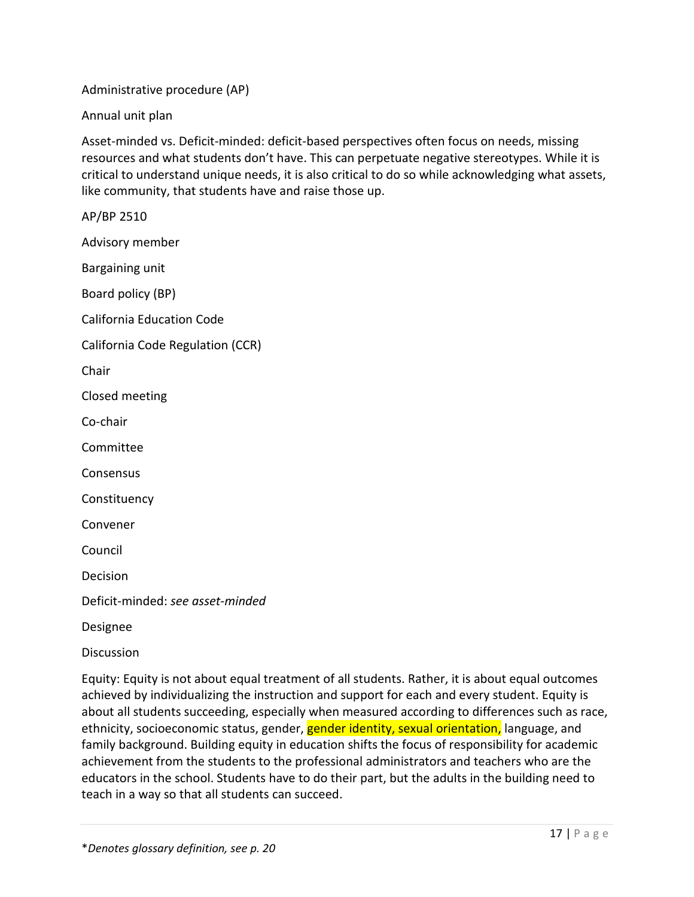Administrative procedure (AP)

Annual unit plan

Asset-minded vs. Deficit-minded: deficit-based perspectives often focus on needs, missing resources and what students don't have. This can perpetuate negative stereotypes. While it is critical to understand unique needs, it is also critical to do so while acknowledging what assets, like community, that students have and raise those up.

AP/BP 2510

Advisory member

Bargaining unit

Board policy (BP)

California Education Code

California Code Regulation (CCR)

Chair

Closed meeting

Co-chair

Committee

Consensus

Constituency

Convener

Council

Decision

Deficit-minded: *see asset-minded*

Designee

Discussion

Equity: Equity is not about equal treatment of all students. Rather, it is about equal outcomes achieved by individualizing the instruction and support for each and every student. Equity is about all students succeeding, especially when measured according to differences such as race, ethnicity, socioeconomic status, gender, gender identity, sexual orientation, language, and family background. Building equity in education shifts the focus of responsibility for academic achievement from the students to the professional administrators and teachers who are the educators in the school. Students have to do their part, but the adults in the building need to teach in a way so that all students can succeed.

*\*Denotes glossary definition, see p. 20*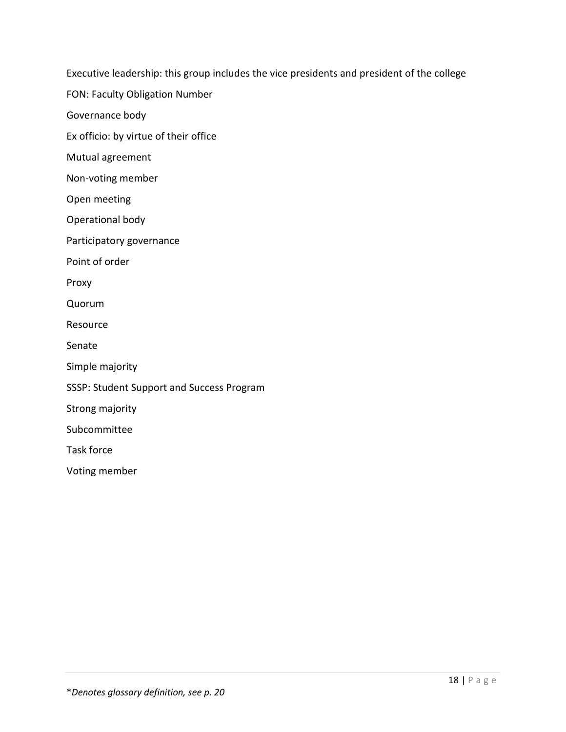Executive leadership: this group includes the vice presidents and president of the college

FON: Faculty Obligation Number

Governance body

Ex officio: by virtue of their office

Mutual agreement

Non-voting member

Open meeting

Operational body

Participatory governance

Point of order

Proxy

Quorum

Resource

Senate

Simple majority

SSSP: Student Support and Success Program

Strong majority

Subcommittee

Task force

Voting member

**Denotes glossary definition, see p. 20*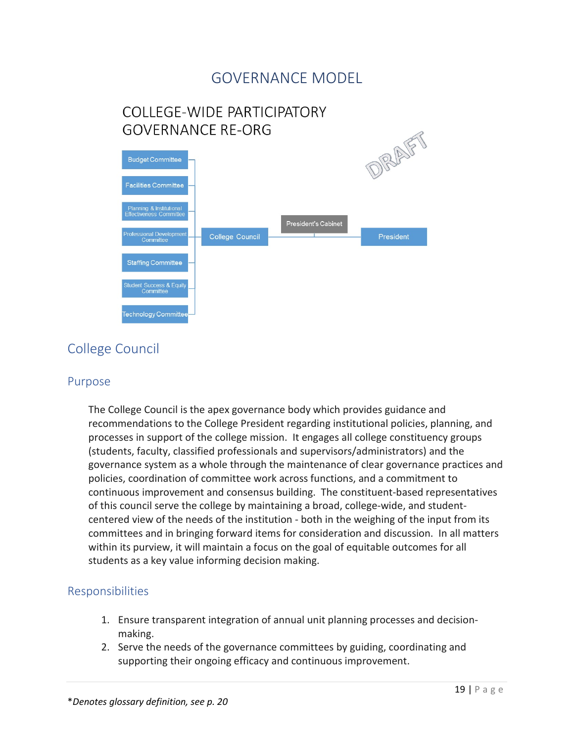# GOVERNANCE MODEL

COLLEGE-WIDE PARTICIPATORY GOVERNANCE RE-ORG

DRAFT

Budget Committee

Facilities Committee

Planning & Institutional Effectiveness Committee

Professional Development Committee

Staffing Committee

Student Success & Equity Committee

Technology Committee

College Council

President's Cabinet

President

## College Council

### Purpose

The College Council is the apex governance body which provides guidance and recommendations to the College President regarding institutional policies, planning, and processes in support of the college mission. It engages all college constituency groups (students, faculty, classified professionals and supervisors/administrators) and the governance system as a whole through the maintenance of clear governance practices and policies, coordination of committee work across functions, and a commitment to continuous improvement and consensus building. The constituent-based representatives of this council serve the college by maintaining a broad, college-wide, and student-centered view of the needs of the institution - both in the weighing of the input from its committees and in bringing forward items for consideration and discussion. In all matters within its purview, it will maintain a focus on the goal of equitable outcomes for all students as a key value informing decision making.

### Responsibilities

1. Ensure transparent integration of annual unit planning processes and decision-making.
2. Serve the needs of the governance committees by guiding, coordinating and supporting their ongoing efficacy and continuous improvement.

**Denotes glossary definition, see p. 20*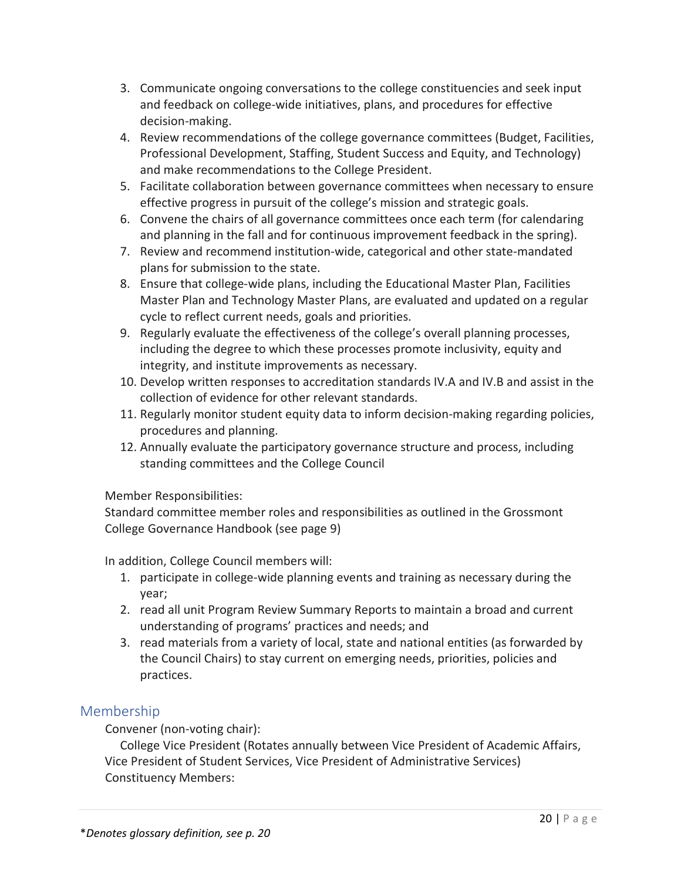3. Communicate ongoing conversations to the college constituencies and seek input and feedback on college-wide initiatives, plans, and procedures for effective decision-making.
4. Review recommendations of the college governance committees (Budget, Facilities, Professional Development, Staffing, Student Success and Equity, and Technology) and make recommendations to the College President.
5. Facilitate collaboration between governance committees when necessary to ensure effective progress in pursuit of the college's mission and strategic goals.
6. Convene the chairs of all governance committees once each term (for calendaring and planning in the fall and for continuous improvement feedback in the spring).
7. Review and recommend institution-wide, categorical and other state-mandated plans for submission to the state.
8. Ensure that college-wide plans, including the Educational Master Plan, Facilities Master Plan and Technology Master Plans, are evaluated and updated on a regular cycle to reflect current needs, goals and priorities.
9. Regularly evaluate the effectiveness of the college's overall planning processes, including the degree to which these processes promote inclusivity, equity and integrity, and institute improvements as necessary.
10. Develop written responses to accreditation standards IV.A and IV.B and assist in the collection of evidence for other relevant standards.
11. Regularly monitor student equity data to inform decision-making regarding policies, procedures and planning.
12. Annually evaluate the participatory governance structure and process, including standing committees and the College Council

Member Responsibilities:
Standard committee member roles and responsibilities as outlined in the Grossmont College Governance Handbook (see page 9)

In addition, College Council members will:

1. participate in college-wide planning events and training as necessary during the year;
2. read all unit Program Review Summary Reports to maintain a broad and current understanding of programs' practices and needs; and
3. read materials from a variety of local, state and national entities (as forwarded by the Council Chairs) to stay current on emerging needs, priorities, policies and practices.

## Membership

Convener (non-voting chair):
College Vice President (Rotates annually between Vice President of Academic Affairs, Vice President of Student Services, Vice President of Administrative Services)
Constituency Members:

*Denotes glossary definition, see p. 20*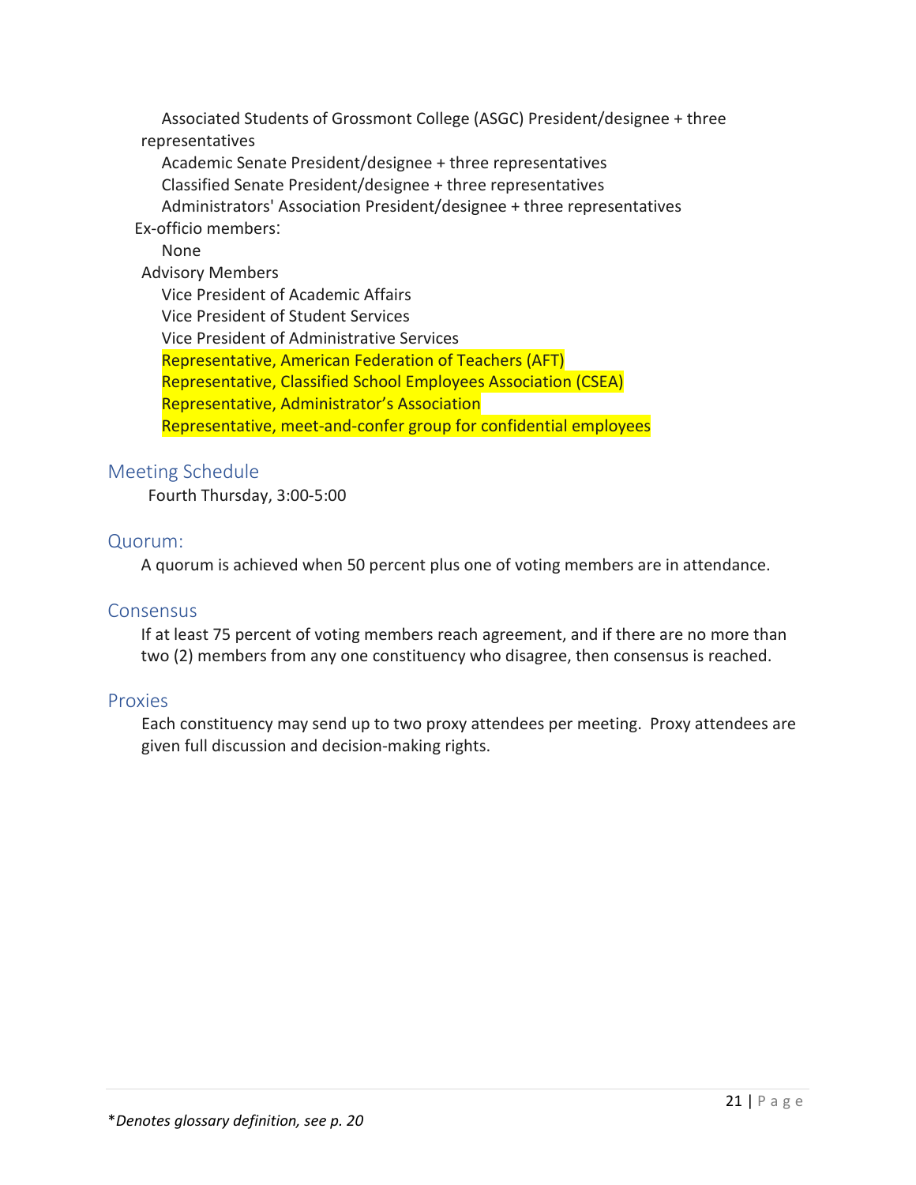Associated Students of Grossmont College (ASGC) President/designee + three representatives

Academic Senate President/designee + three representatives

Classified Senate President/designee + three representatives

Administrators' Association President/designee + three representatives

Ex-officio members:

None

Advisory Members

Vice President of Academic Affairs

Vice President of Student Services

Vice President of Administrative Services

Representative, American Federation of Teachers (AFT)

Representative, Classified School Employees Association (CSEA)

Representative, Administrator's Association

Representative, meet-and-confer group for confidential employees

## Meeting Schedule

Fourth Thursday, 3:00-5:00

## Quorum:

A quorum is achieved when 50 percent plus one of voting members are in attendance.

## Consensus

If at least 75 percent of voting members reach agreement, and if there are no more than two (2) members from any one constituency who disagree, then consensus is reached.

## Proxies

Each constituency may send up to two proxy attendees per meeting. Proxy attendees are given full discussion and decision-making rights.

*Denotes glossary definition, see p. 20*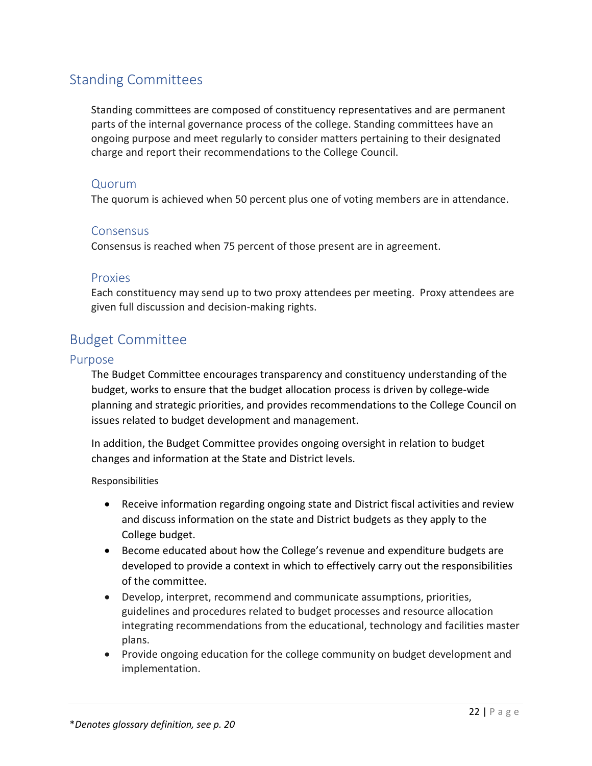## Standing Committees

Standing committees are composed of constituency representatives and are permanent parts of the internal governance process of the college. Standing committees have an ongoing purpose and meet regularly to consider matters pertaining to their designated charge and report their recommendations to the College Council.

### Quorum

The quorum is achieved when 50 percent plus one of voting members are in attendance.

### Consensus

Consensus is reached when 75 percent of those present are in agreement.

### Proxies

Each constituency may send up to two proxy attendees per meeting. Proxy attendees are given full discussion and decision-making rights.

## Budget Committee

### Purpose

The Budget Committee encourages transparency and constituency understanding of the budget, works to ensure that the budget allocation process is driven by college-wide planning and strategic priorities, and provides recommendations to the College Council on issues related to budget development and management.

In addition, the Budget Committee provides ongoing oversight in relation to budget changes and information at the State and District levels.

Responsibilities

- Receive information regarding ongoing state and District fiscal activities and review and discuss information on the state and District budgets as they apply to the College budget.
- Become educated about how the College's revenue and expenditure budgets are developed to provide a context in which to effectively carry out the responsibilities of the committee.
- Develop, interpret, recommend and communicate assumptions, priorities, guidelines and procedures related to budget processes and resource allocation integrating recommendations from the educational, technology and facilities master plans.
- Provide ongoing education for the college community on budget development and implementation.

*Denotes glossary definition, see p. 20*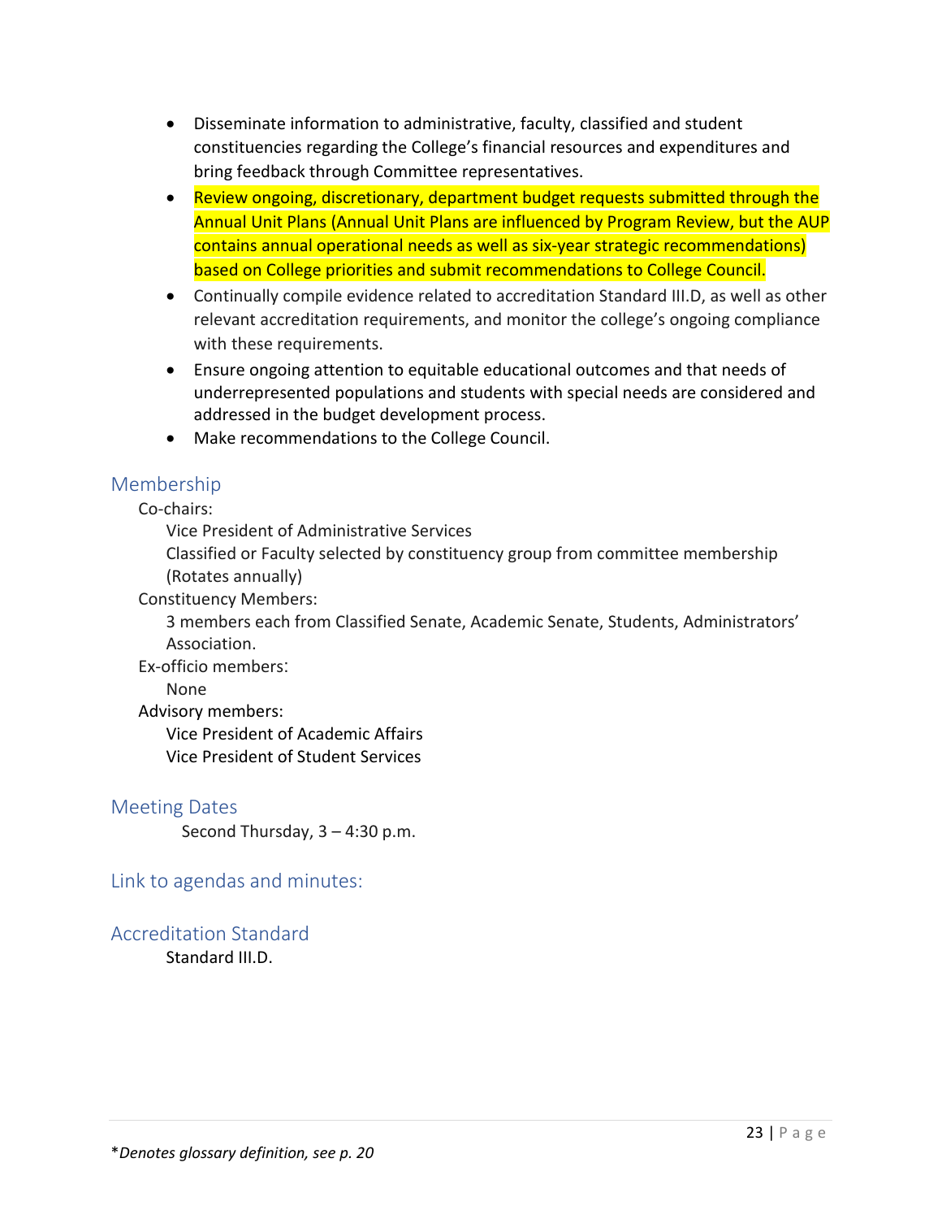- Disseminate information to administrative, faculty, classified and student constituencies regarding the College's financial resources and expenditures and bring feedback through Committee representatives.
- Review ongoing, discretionary, department budget requests submitted through the Annual Unit Plans (Annual Unit Plans are influenced by Program Review, but the AUP contains annual operational needs as well as six-year strategic recommendations) based on College priorities and submit recommendations to College Council.
- Continually compile evidence related to accreditation Standard III.D, as well as other relevant accreditation requirements, and monitor the college's ongoing compliance with these requirements.
- Ensure ongoing attention to equitable educational outcomes and that needs of underrepresented populations and students with special needs are considered and addressed in the budget development process.
- Make recommendations to the College Council.

## Membership

Co-chairs:

Vice President of Administrative Services

Classified or Faculty selected by constituency group from committee membership (Rotates annually)

Constituency Members:

3 members each from Classified Senate, Academic Senate, Students, Administrators' Association.

Ex-officio members:

None

Advisory members:

Vice President of Academic Affairs

Vice President of Student Services

## Meeting Dates

Second Thursday, 3 – 4:30 p.m.

## Link to agendas and minutes:

## Accreditation Standard

Standard III.D.

*\*Denotes glossary definition, see p. 20*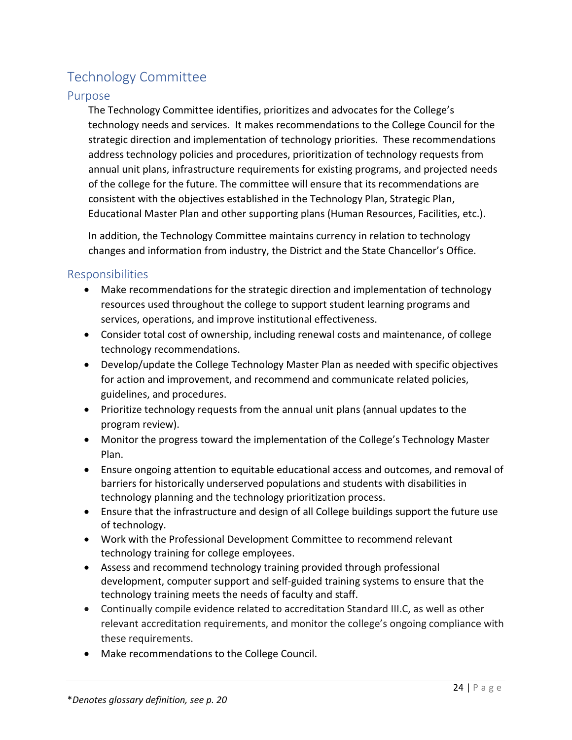## Technology Committee

### Purpose

The Technology Committee identifies, prioritizes and advocates for the College's technology needs and services. It makes recommendations to the College Council for the strategic direction and implementation of technology priorities. These recommendations address technology policies and procedures, prioritization of technology requests from annual unit plans, infrastructure requirements for existing programs, and projected needs of the college for the future. The committee will ensure that its recommendations are consistent with the objectives established in the Technology Plan, Strategic Plan, Educational Master Plan and other supporting plans (Human Resources, Facilities, etc.).

In addition, the Technology Committee maintains currency in relation to technology changes and information from industry, the District and the State Chancellor's Office.

### Responsibilities

- Make recommendations for the strategic direction and implementation of technology resources used throughout the college to support student learning programs and services, operations, and improve institutional effectiveness.
- Consider total cost of ownership, including renewal costs and maintenance, of college technology recommendations.
- Develop/update the College Technology Master Plan as needed with specific objectives for action and improvement, and recommend and communicate related policies, guidelines, and procedures.
- Prioritize technology requests from the annual unit plans (annual updates to the program review).
- Monitor the progress toward the implementation of the College's Technology Master Plan.
- Ensure ongoing attention to equitable educational access and outcomes, and removal of barriers for historically underserved populations and students with disabilities in technology planning and the technology prioritization process.
- Ensure that the infrastructure and design of all College buildings support the future use of technology.
- Work with the Professional Development Committee to recommend relevant technology training for college employees.
- Assess and recommend technology training provided through professional development, computer support and self-guided training systems to ensure that the technology training meets the needs of faculty and staff.
- Continually compile evidence related to accreditation Standard III.C, as well as other relevant accreditation requirements, and monitor the college's ongoing compliance with these requirements.
- Make recommendations to the College Council.

*\*Denotes glossary definition, see p. 20*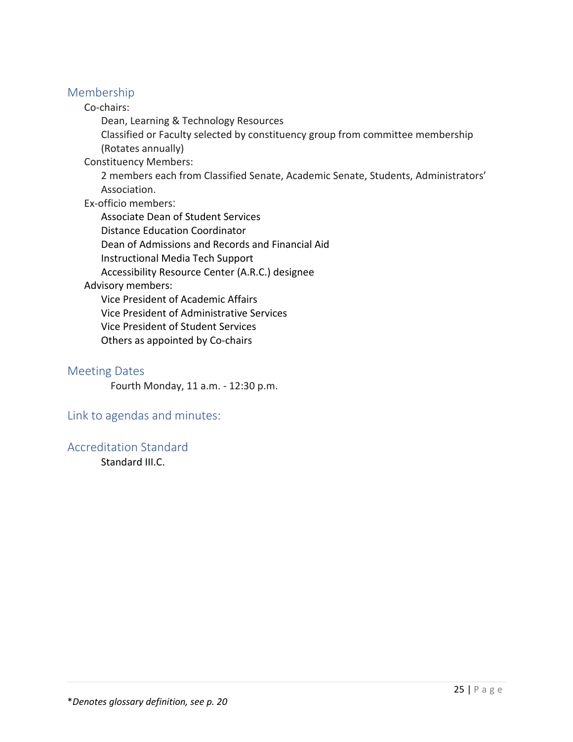## Membership

Co-chairs:

- Dean, Learning & Technology Resources
- Classified or Faculty selected by constituency group from committee membership (Rotates annually)

Constituency Members:

- 2 members each from Classified Senate, Academic Senate, Students, Administrators' Association.

Ex-officio members:

- Associate Dean of Student Services
- Distance Education Coordinator
- Dean of Admissions and Records and Financial Aid
- Instructional Media Tech Support
- Accessibility Resource Center (A.R.C.) designee

Advisory members:

- Vice President of Academic Affairs
- Vice President of Administrative Services
- Vice President of Student Services
- Others as appointed by Co-chairs

## Meeting Dates

Fourth Monday, 11 a.m. - 12:30 p.m.

## Link to agendas and minutes:

## Accreditation Standard

Standard III.C.

*\*Denotes glossary definition, see p. 20*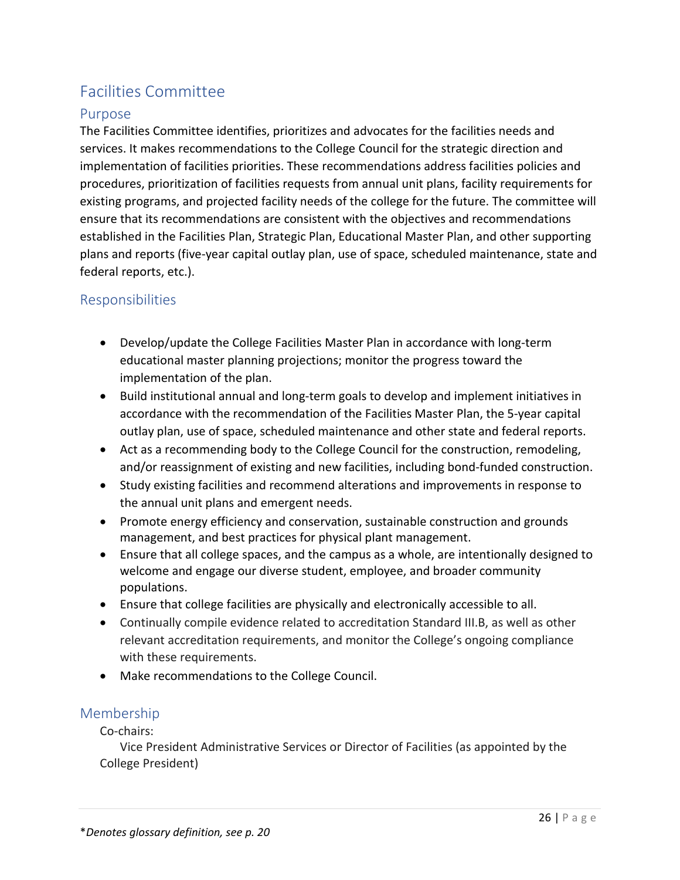## Facilities Committee

### Purpose

The Facilities Committee identifies, prioritizes and advocates for the facilities needs and services. It makes recommendations to the College Council for the strategic direction and implementation of facilities priorities. These recommendations address facilities policies and procedures, prioritization of facilities requests from annual unit plans, facility requirements for existing programs, and projected facility needs of the college for the future. The committee will ensure that its recommendations are consistent with the objectives and recommendations established in the Facilities Plan, Strategic Plan, Educational Master Plan, and other supporting plans and reports (five-year capital outlay plan, use of space, scheduled maintenance, state and federal reports, etc.).

### Responsibilities

- Develop/update the College Facilities Master Plan in accordance with long-term educational master planning projections; monitor the progress toward the implementation of the plan.
- Build institutional annual and long-term goals to develop and implement initiatives in accordance with the recommendation of the Facilities Master Plan, the 5-year capital outlay plan, use of space, scheduled maintenance and other state and federal reports.
- Act as a recommending body to the College Council for the construction, remodeling, and/or reassignment of existing and new facilities, including bond-funded construction.
- Study existing facilities and recommend alterations and improvements in response to the annual unit plans and emergent needs.
- Promote energy efficiency and conservation, sustainable construction and grounds management, and best practices for physical plant management.
- Ensure that all college spaces, and the campus as a whole, are intentionally designed to welcome and engage our diverse student, employee, and broader community populations.
- Ensure that college facilities are physically and electronically accessible to all.
- Continually compile evidence related to accreditation Standard III.B, as well as other relevant accreditation requirements, and monitor the College's ongoing compliance with these requirements.
- Make recommendations to the College Council.

### Membership

Co-chairs:

Vice President Administrative Services or Director of Facilities (as appointed by the College President)

*Denotes glossary definition, see p. 20*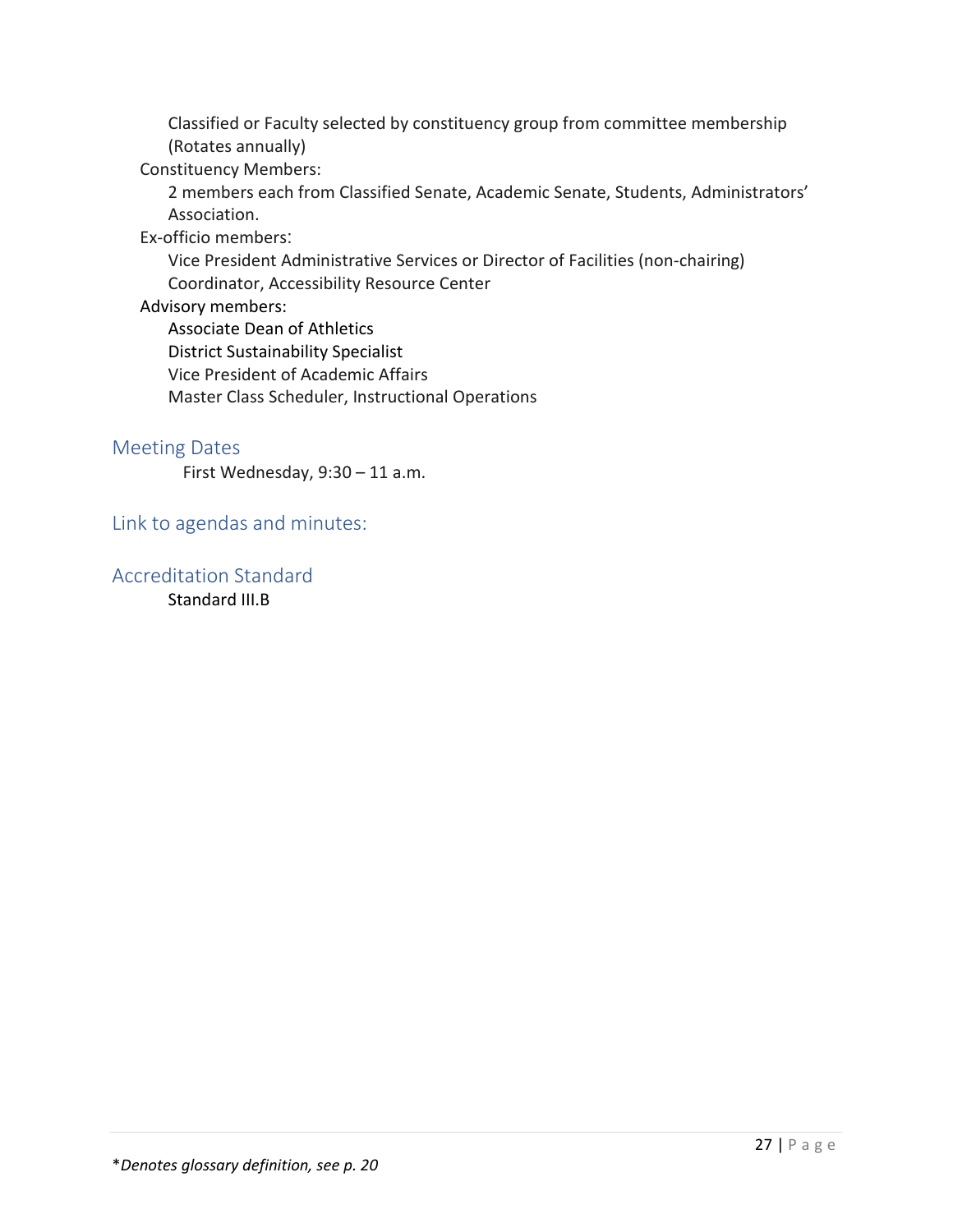Classified or Faculty selected by constituency group from committee membership (Rotates annually)

Constituency Members:

2 members each from Classified Senate, Academic Senate, Students, Administrators' Association.

Ex-officio members:

Vice President Administrative Services or Director of Facilities (non-chairing)
Coordinator, Accessibility Resource Center

Advisory members:

Associate Dean of Athletics
District Sustainability Specialist
Vice President of Academic Affairs
Master Class Scheduler, Instructional Operations

## Meeting Dates

First Wednesday, 9:30 – 11 a.m.

## Link to agendas and minutes:

## Accreditation Standard

Standard III.B

*Denotes glossary definition, see p. 20*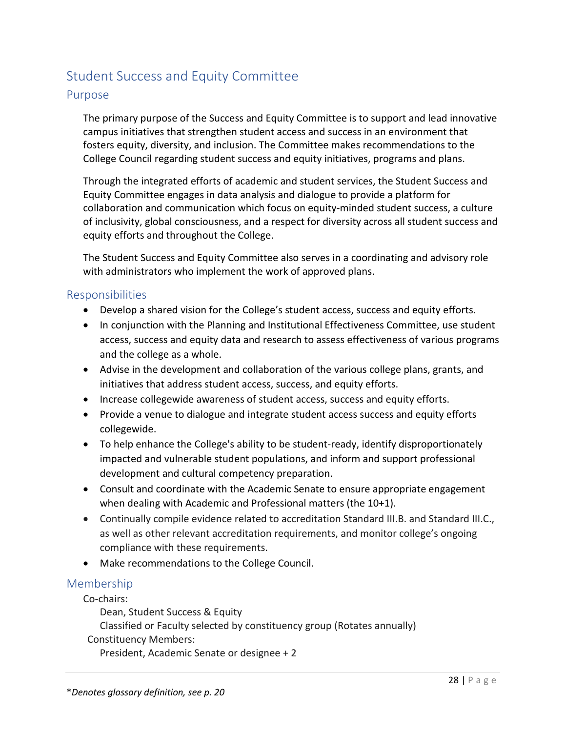## Student Success and Equity Committee

### Purpose

The primary purpose of the Success and Equity Committee is to support and lead innovative campus initiatives that strengthen student access and success in an environment that fosters equity, diversity, and inclusion. The Committee makes recommendations to the College Council regarding student success and equity initiatives, programs and plans.

Through the integrated efforts of academic and student services, the Student Success and Equity Committee engages in data analysis and dialogue to provide a platform for collaboration and communication which focus on equity-minded student success, a culture of inclusivity, global consciousness, and a respect for diversity across all student success and equity efforts and throughout the College.

The Student Success and Equity Committee also serves in a coordinating and advisory role with administrators who implement the work of approved plans.

### Responsibilities

- Develop a shared vision for the College's student access, success and equity efforts.
- In conjunction with the Planning and Institutional Effectiveness Committee, use student access, success and equity data and research to assess effectiveness of various programs and the college as a whole.
- Advise in the development and collaboration of the various college plans, grants, and initiatives that address student access, success, and equity efforts.
- Increase collegewide awareness of student access, success and equity efforts.
- Provide a venue to dialogue and integrate student access success and equity efforts collegewide.
- To help enhance the College's ability to be student-ready, identify disproportionately impacted and vulnerable student populations, and inform and support professional development and cultural competency preparation.
- Consult and coordinate with the Academic Senate to ensure appropriate engagement when dealing with Academic and Professional matters (the 10+1).
- Continually compile evidence related to accreditation Standard III.B. and Standard III.C., as well as other relevant accreditation requirements, and monitor college's ongoing compliance with these requirements.
- Make recommendations to the College Council.

### Membership

Co-chairs:

Dean, Student Success & Equity

Classified or Faculty selected by constituency group (Rotates annually)

Constituency Members:

President, Academic Senate or designee + 2

*Denotes glossary definition, see p. 20*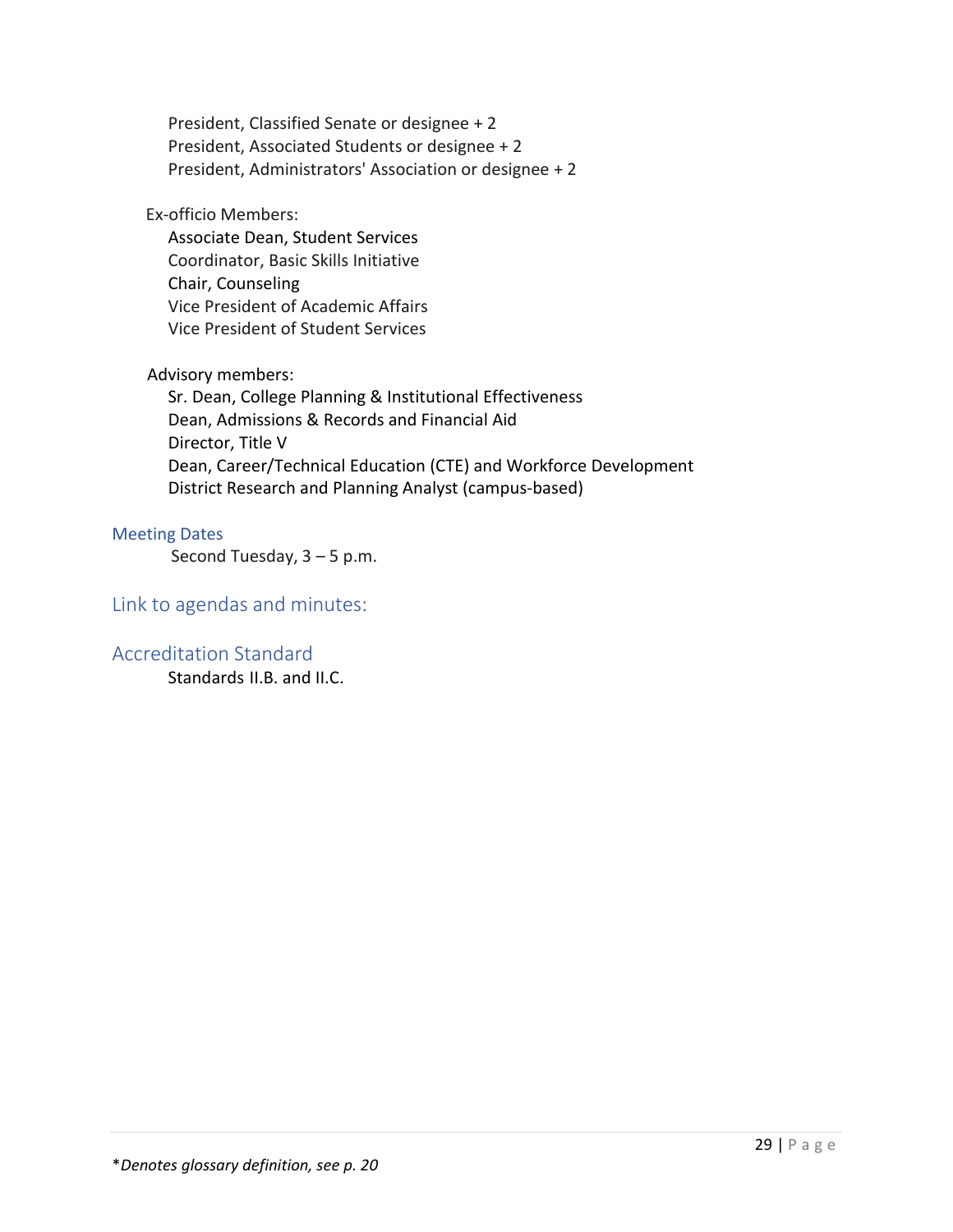President, Classified Senate or designee + 2
President, Associated Students or designee + 2
President, Administrators' Association or designee + 2

Ex-officio Members:
Associate Dean, Student Services
Coordinator, Basic Skills Initiative
Chair, Counseling
Vice President of Academic Affairs
Vice President of Student Services

Advisory members:
Sr. Dean, College Planning & Institutional Effectiveness
Dean, Admissions & Records and Financial Aid
Director, Title V
Dean, Career/Technical Education (CTE) and Workforce Development
District Research and Planning Analyst (campus-based)

### Meeting Dates

Second Tuesday, 3 – 5 p.m.

## Link to agendas and minutes:

## Accreditation Standard

Standards II.B. and II.C.

*Denotes glossary definition, see p. 20*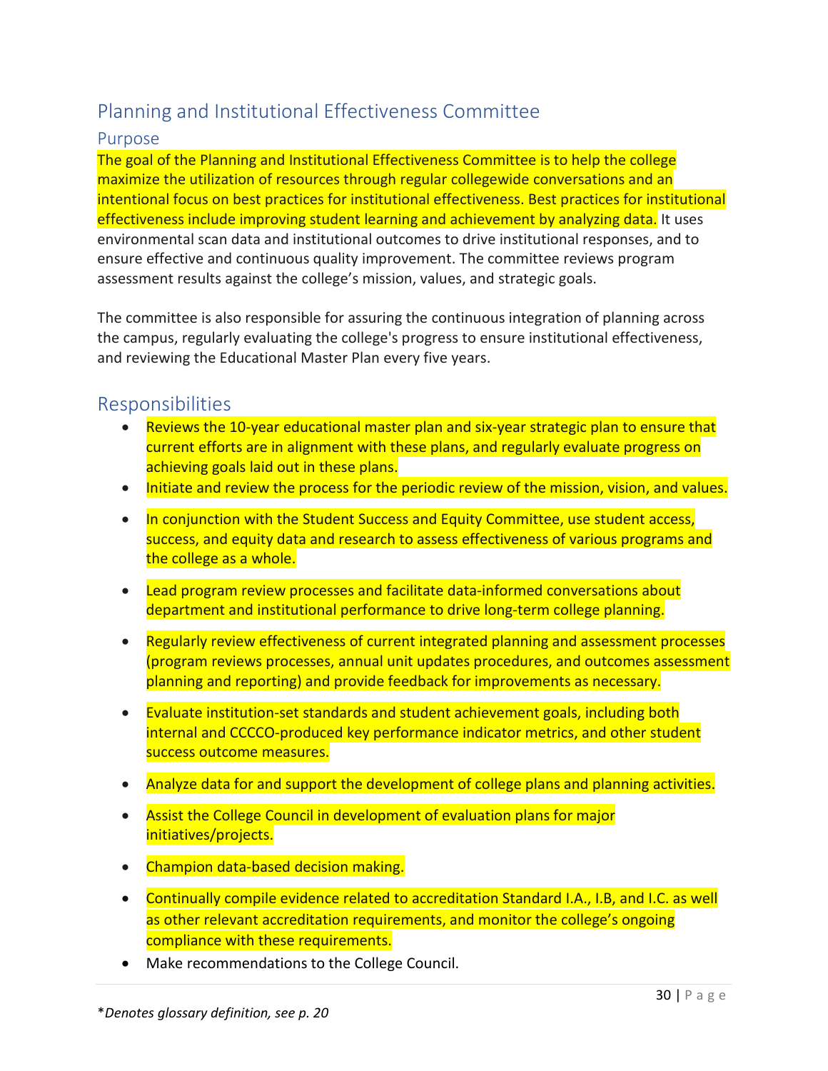## Planning and Institutional Effectiveness Committee

### Purpose

The goal of the Planning and Institutional Effectiveness Committee is to help the college maximize the utilization of resources through regular collegewide conversations and an intentional focus on best practices for institutional effectiveness. Best practices for institutional effectiveness include improving student learning and achievement by analyzing data. It uses environmental scan data and institutional outcomes to drive institutional responses, and to ensure effective and continuous quality improvement. The committee reviews program assessment results against the college's mission, values, and strategic goals.

The committee is also responsible for assuring the continuous integration of planning across the campus, regularly evaluating the college's progress to ensure institutional effectiveness, and reviewing the Educational Master Plan every five years.

## Responsibilities

- Reviews the 10-year educational master plan and six-year strategic plan to ensure that current efforts are in alignment with these plans, and regularly evaluate progress on achieving goals laid out in these plans.
- Initiate and review the process for the periodic review of the mission, vision, and values.
- In conjunction with the Student Success and Equity Committee, use student access, success, and equity data and research to assess effectiveness of various programs and the college as a whole.
- Lead program review processes and facilitate data-informed conversations about department and institutional performance to drive long-term college planning.
- Regularly review effectiveness of current integrated planning and assessment processes (program reviews processes, annual unit updates procedures, and outcomes assessment planning and reporting) and provide feedback for improvements as necessary.
- Evaluate institution-set standards and student achievement goals, including both internal and CCCCO-produced key performance indicator metrics, and other student success outcome measures.
- Analyze data for and support the development of college plans and planning activities.
- Assist the College Council in development of evaluation plans for major initiatives/projects.
- Champion data-based decision making.
- Continually compile evidence related to accreditation Standard I.A., I.B, and I.C. as well as other relevant accreditation requirements, and monitor the college's ongoing compliance with these requirements.
- Make recommendations to the College Council.

*\*Denotes glossary definition, see p. 20*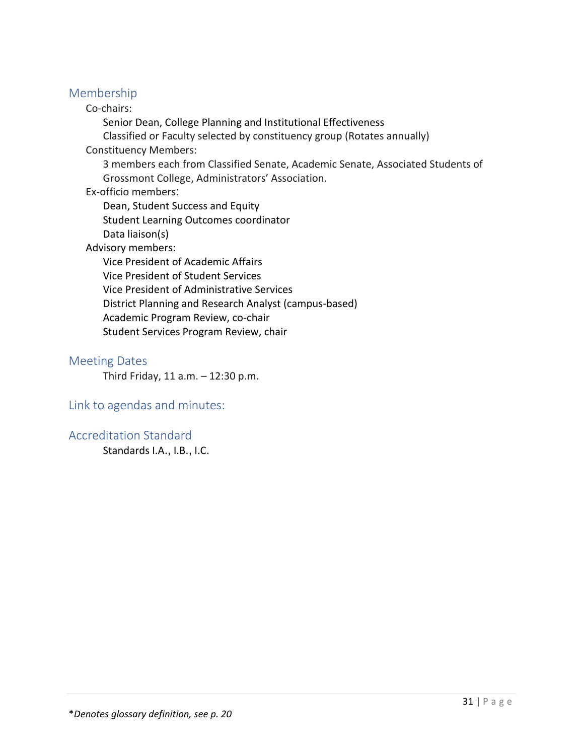## Membership

Co-chairs:

- Senior Dean, College Planning and Institutional Effectiveness
- Classified or Faculty selected by constituency group (Rotates annually)

Constituency Members:

- 3 members each from Classified Senate, Academic Senate, Associated Students of Grossmont College, Administrators' Association.

Ex-officio members:

- Dean, Student Success and Equity
- Student Learning Outcomes coordinator
- Data liaison(s)

Advisory members:

- Vice President of Academic Affairs
- Vice President of Student Services
- Vice President of Administrative Services
- District Planning and Research Analyst (campus-based)
- Academic Program Review, co-chair
- Student Services Program Review, chair

## Meeting Dates

Third Friday, 11 a.m. – 12:30 p.m.

## Link to agendas and minutes:

## Accreditation Standard

Standards I.A., I.B., I.C.

*\*Denotes glossary definition, see p. 20*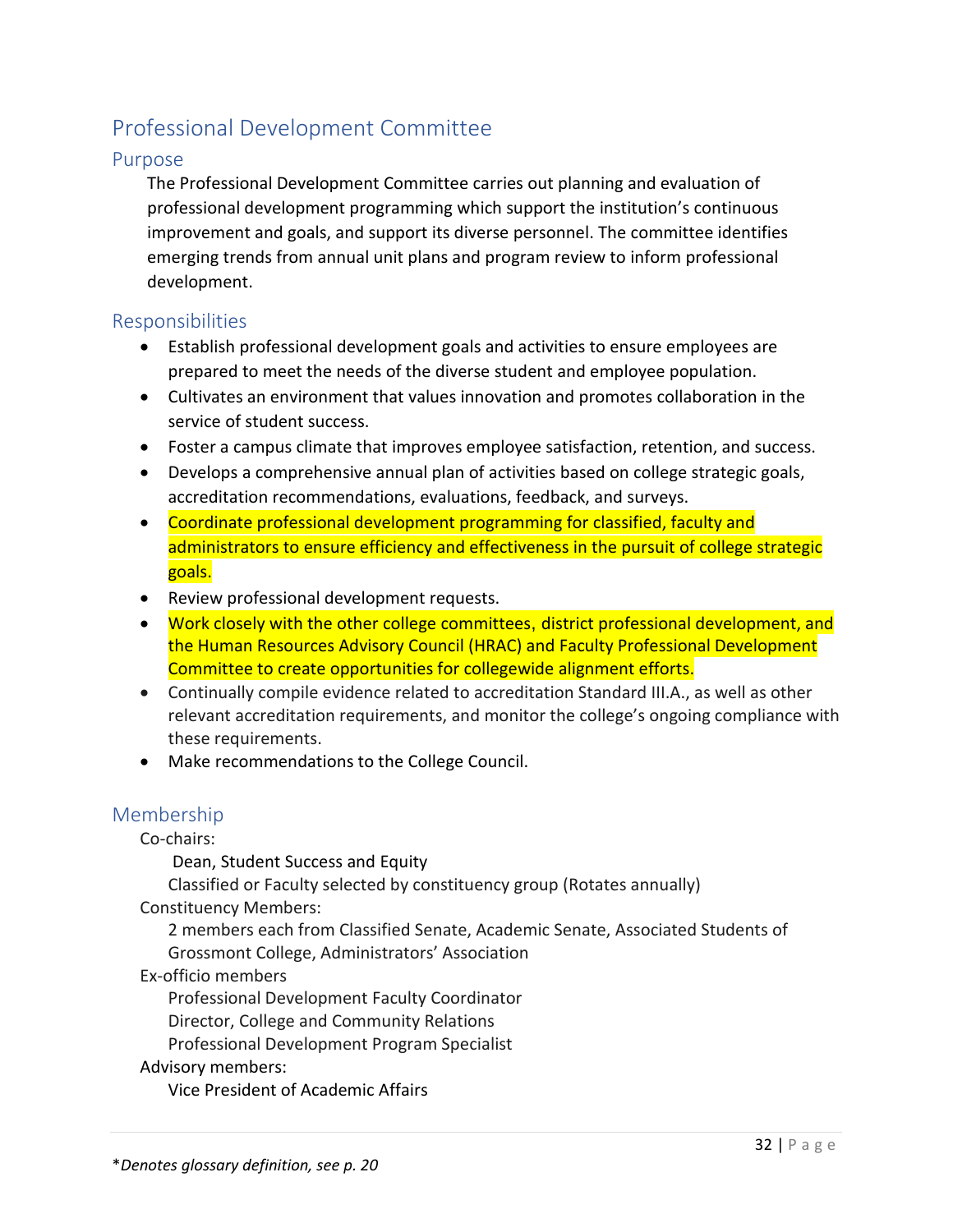## Professional Development Committee

### Purpose

The Professional Development Committee carries out planning and evaluation of professional development programming which support the institution's continuous improvement and goals, and support its diverse personnel. The committee identifies emerging trends from annual unit plans and program review to inform professional development.

### Responsibilities

- Establish professional development goals and activities to ensure employees are prepared to meet the needs of the diverse student and employee population.
- Cultivates an environment that values innovation and promotes collaboration in the service of student success.
- Foster a campus climate that improves employee satisfaction, retention, and success.
- Develops a comprehensive annual plan of activities based on college strategic goals, accreditation recommendations, evaluations, feedback, and surveys.
- Coordinate professional development programming for classified, faculty and administrators to ensure efficiency and effectiveness in the pursuit of college strategic goals.
- Review professional development requests.
- Work closely with the other college committees, district professional development, and the Human Resources Advisory Council (HRAC) and Faculty Professional Development Committee to create opportunities for collegewide alignment efforts.
- Continually compile evidence related to accreditation Standard III.A., as well as other relevant accreditation requirements, and monitor the college's ongoing compliance with these requirements.
- Make recommendations to the College Council.

### Membership

Co-chairs:
- Dean, Student Success and Equity
- Classified or Faculty selected by constituency group (Rotates annually)

Constituency Members:
- 2 members each from Classified Senate, Academic Senate, Associated Students of Grossmont College, Administrators' Association

Ex-officio members
- Professional Development Faculty Coordinator
- Director, College and Community Relations
- Professional Development Program Specialist

Advisory members:
- Vice President of Academic Affairs

*Denotes glossary definition, see p. 20*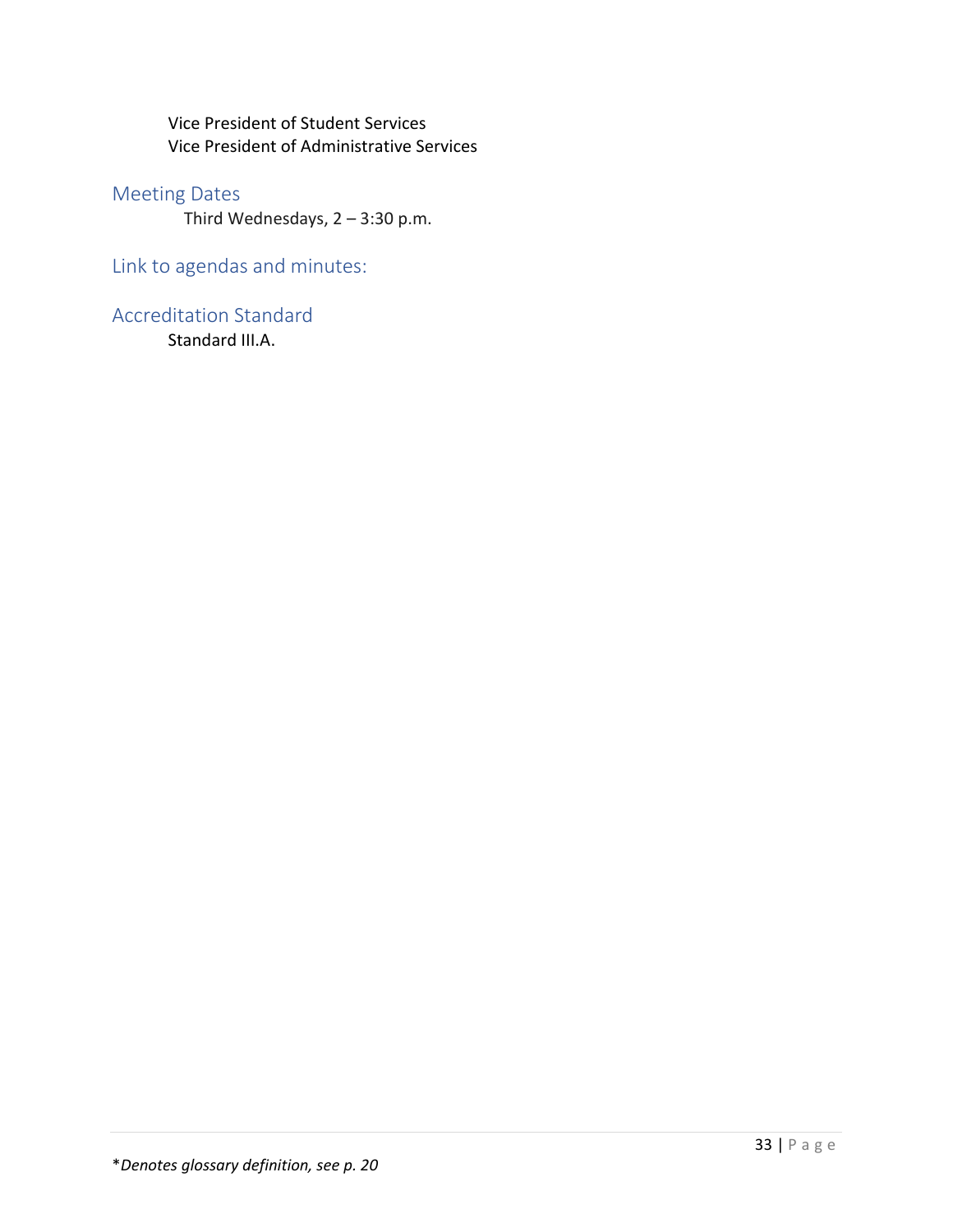Vice President of Student Services
Vice President of Administrative Services

### Meeting Dates

Third Wednesdays, 2 – 3:30 p.m.

### Link to agendas and minutes:

### Accreditation Standard

Standard III.A.

*Denotes glossary definition, see p. 20*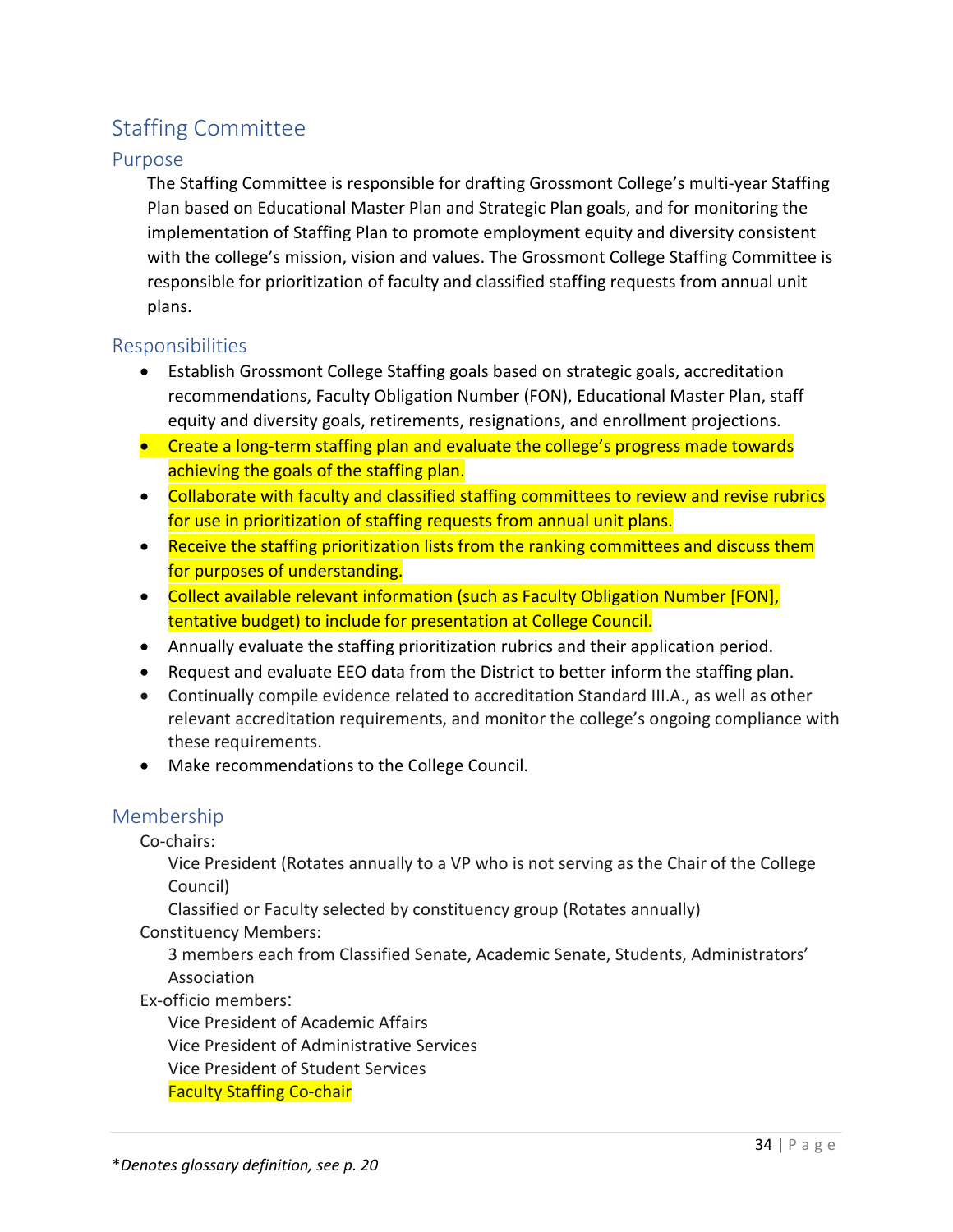## Staffing Committee

### Purpose

The Staffing Committee is responsible for drafting Grossmont College's multi-year Staffing Plan based on Educational Master Plan and Strategic Plan goals, and for monitoring the implementation of Staffing Plan to promote employment equity and diversity consistent with the college's mission, vision and values. The Grossmont College Staffing Committee is responsible for prioritization of faculty and classified staffing requests from annual unit plans.

### Responsibilities

- Establish Grossmont College Staffing goals based on strategic goals, accreditation recommendations, Faculty Obligation Number (FON), Educational Master Plan, staff equity and diversity goals, retirements, resignations, and enrollment projections.
- Create a long-term staffing plan and evaluate the college's progress made towards achieving the goals of the staffing plan.
- Collaborate with faculty and classified staffing committees to review and revise rubrics for use in prioritization of staffing requests from annual unit plans.
- Receive the staffing prioritization lists from the ranking committees and discuss them for purposes of understanding.
- Collect available relevant information (such as Faculty Obligation Number [FON], tentative budget) to include for presentation at College Council.
- Annually evaluate the staffing prioritization rubrics and their application period.
- Request and evaluate EEO data from the District to better inform the staffing plan.
- Continually compile evidence related to accreditation Standard III.A., as well as other relevant accreditation requirements, and monitor the college's ongoing compliance with these requirements.
- Make recommendations to the College Council.

### Membership

Co-chairs:

Vice President (Rotates annually to a VP who is not serving as the Chair of the College Council)

Classified or Faculty selected by constituency group (Rotates annually)

Constituency Members:

3 members each from Classified Senate, Academic Senate, Students, Administrators' Association

Ex-officio members:

Vice President of Academic Affairs

Vice President of Administrative Services

Vice President of Student Services

Faculty Staffing Co-chair

*\*Denotes glossary definition, see p. 20*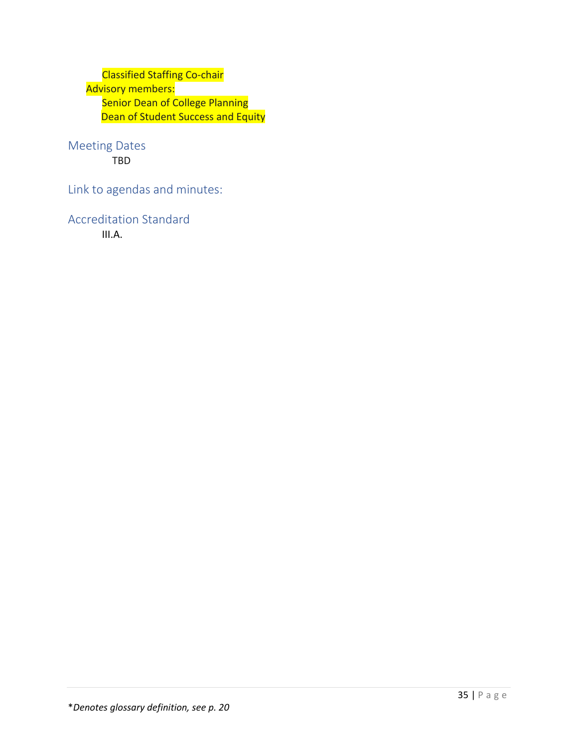Classified Staffing Co-chair

Advisory members:

Senior Dean of College Planning

Dean of Student Success and Equity

### Meeting Dates

TBD

### Link to agendas and minutes:

### Accreditation Standard

III.A.

**Denotes glossary definition, see p. 20*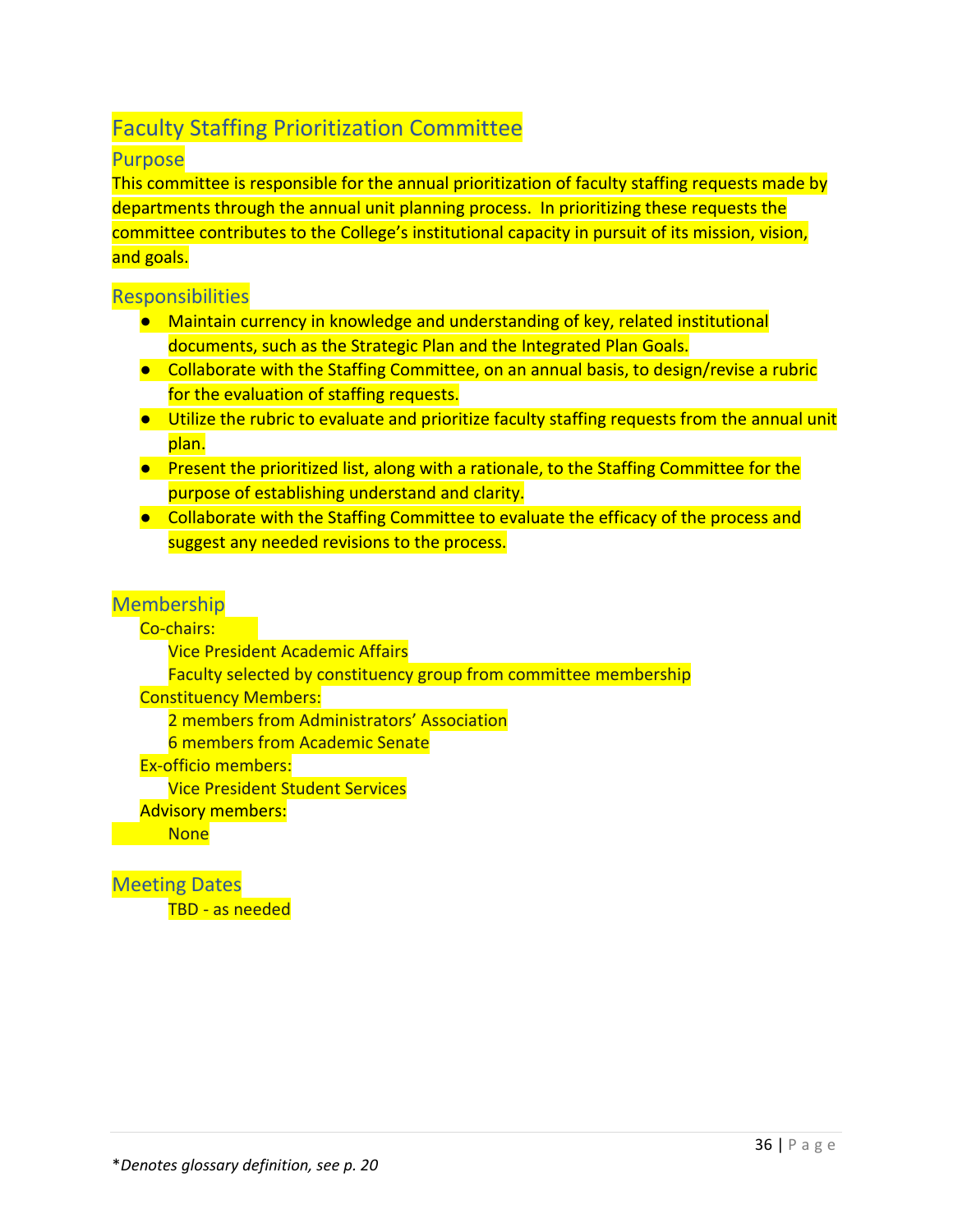## Faculty Staffing Prioritization Committee

### Purpose

This committee is responsible for the annual prioritization of faculty staffing requests made by departments through the annual unit planning process. In prioritizing these requests the committee contributes to the College's institutional capacity in pursuit of its mission, vision, and goals.

### Responsibilities

- Maintain currency in knowledge and understanding of key, related institutional documents, such as the Strategic Plan and the Integrated Plan Goals.
- Collaborate with the Staffing Committee, on an annual basis, to design/revise a rubric for the evaluation of staffing requests.
- Utilize the rubric to evaluate and prioritize faculty staffing requests from the annual unit plan.
- Present the prioritized list, along with a rationale, to the Staffing Committee for the purpose of establishing understand and clarity.
- Collaborate with the Staffing Committee to evaluate the efficacy of the process and suggest any needed revisions to the process.

### Membership

Co-chairs:
- Vice President Academic Affairs
- Faculty selected by constituency group from committee membership

Constituency Members:
- 2 members from Administrators' Association
- 6 members from Academic Senate

Ex-officio members:
- Vice President Student Services

Advisory members:
- None

### Meeting Dates

TBD - as needed

*Denotes glossary definition, see p. 20*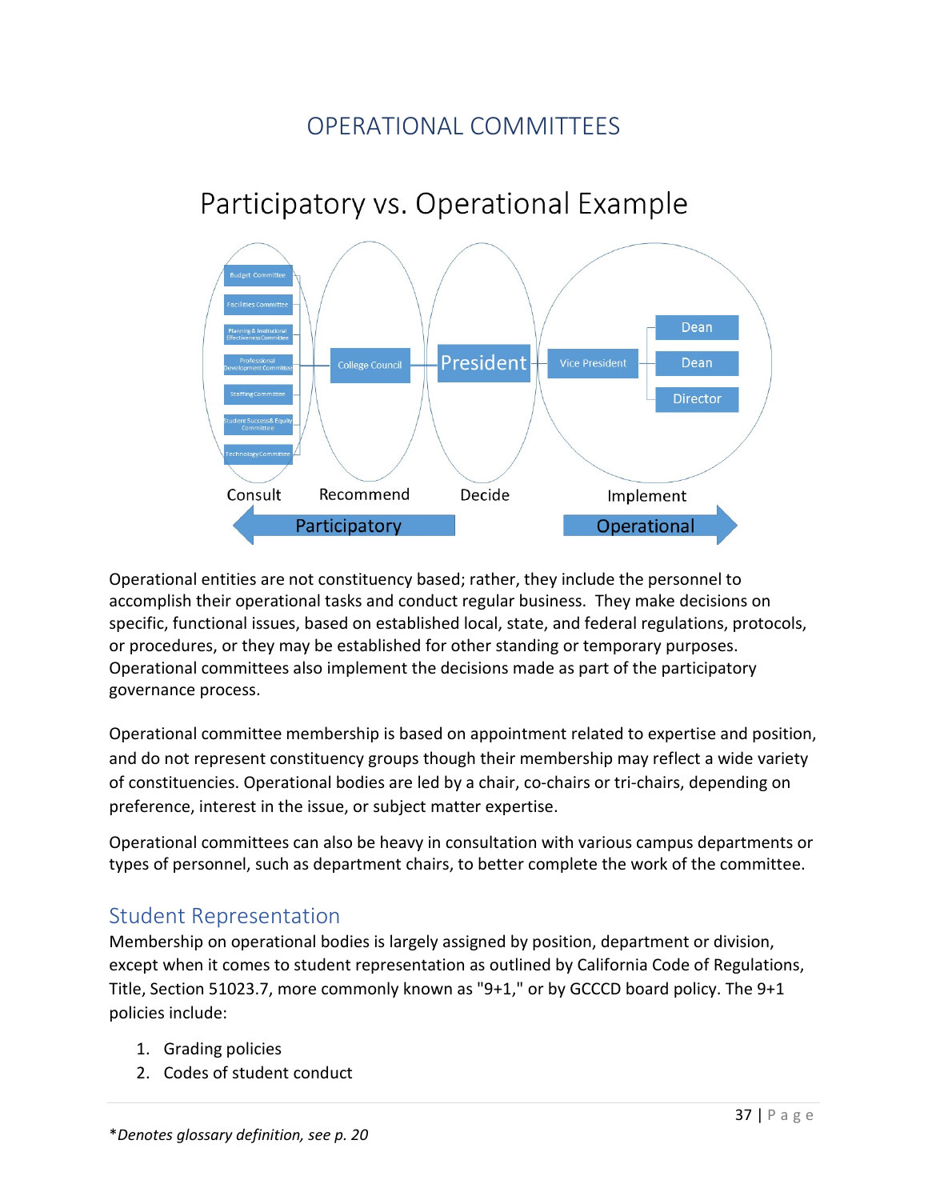# OPERATIONAL COMMITTEES

## Participatory vs. Operational Example

Budget Committee
Facilities Committee
Planning & Institutional Effectiveness Committee
Professional Development Committee
Staffing Committee
Student Success & Equity Committee
Technology Committee

College Council

President

Vice President

Dean
Dean
Director

Consult
Recommend
Decide
Implement

Participatory
Operational

Operational entities are not constituency based; rather, they include the personnel to accomplish their operational tasks and conduct regular business. They make decisions on specific, functional issues, based on established local, state, and federal regulations, protocols, or procedures, or they may be established for other standing or temporary purposes. Operational committees also implement the decisions made as part of the participatory governance process.

Operational committee membership is based on appointment related to expertise and position, and do not represent constituency groups though their membership may reflect a wide variety of constituencies. Operational bodies are led by a chair, co-chairs or tri-chairs, depending on preference, interest in the issue, or subject matter expertise.

Operational committees can also be heavy in consultation with various campus departments or types of personnel, such as department chairs, to better complete the work of the committee.

## Student Representation

Membership on operational bodies is largely assigned by position, department or division, except when it comes to student representation as outlined by California Code of Regulations, Title, Section 51023.7, more commonly known as "9+1," or by GCCCD board policy. The 9+1 policies include:

1. Grading policies
2. Codes of student conduct

*Denotes glossary definition, see p. 20*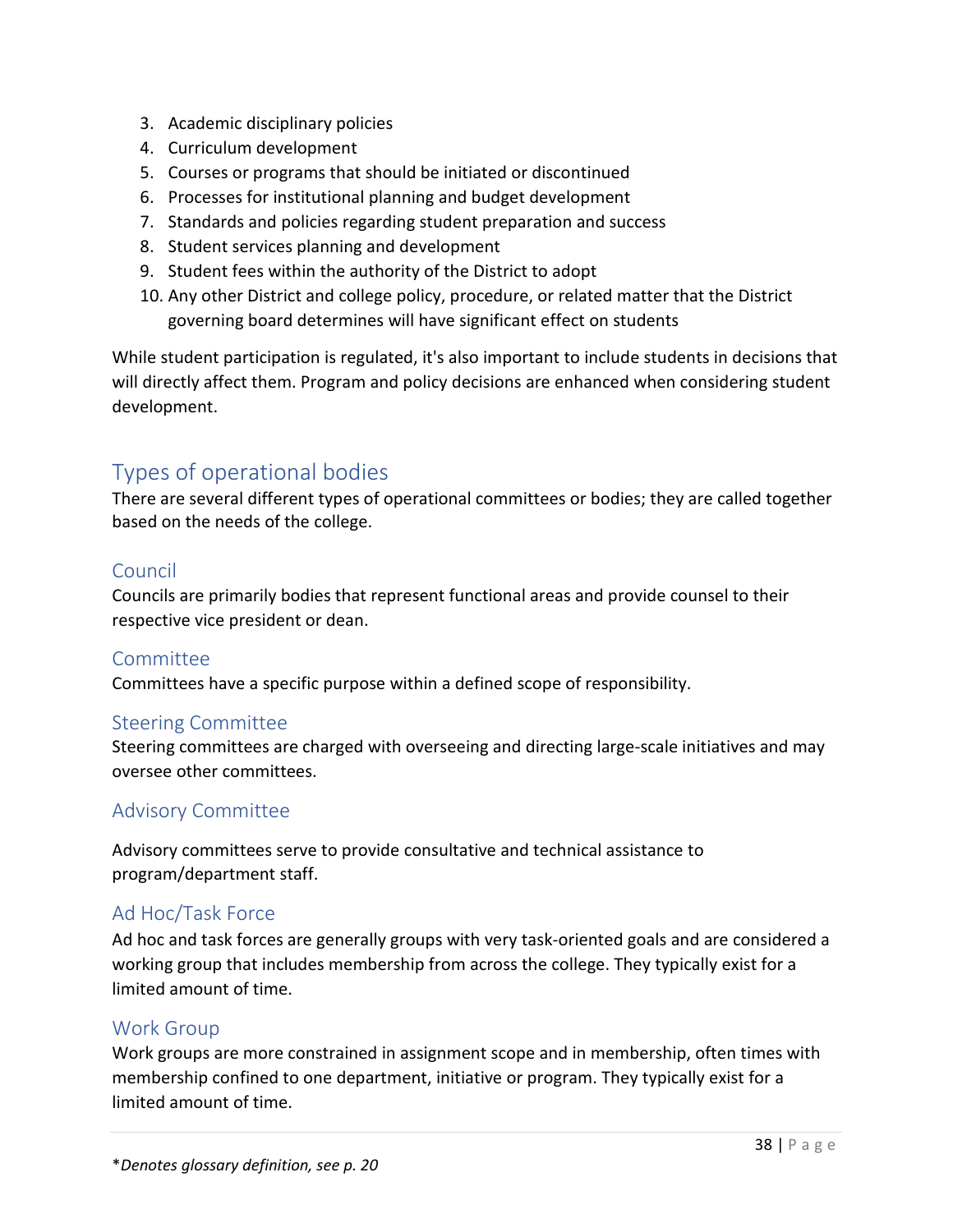3. Academic disciplinary policies
4. Curriculum development
5. Courses or programs that should be initiated or discontinued
6. Processes for institutional planning and budget development
7. Standards and policies regarding student preparation and success
8. Student services planning and development
9. Student fees within the authority of the District to adopt
10. Any other District and college policy, procedure, or related matter that the District governing board determines will have significant effect on students

While student participation is regulated, it's also important to include students in decisions that will directly affect them. Program and policy decisions are enhanced when considering student development.

## Types of operational bodies

There are several different types of operational committees or bodies; they are called together based on the needs of the college.

### Council

Councils are primarily bodies that represent functional areas and provide counsel to their respective vice president or dean.

### Committee

Committees have a specific purpose within a defined scope of responsibility.

### Steering Committee

Steering committees are charged with overseeing and directing large-scale initiatives and may oversee other committees.

### Advisory Committee

Advisory committees serve to provide consultative and technical assistance to program/department staff.

### Ad Hoc/Task Force

Ad hoc and task forces are generally groups with very task-oriented goals and are considered a working group that includes membership from across the college. They typically exist for a limited amount of time.

### Work Group

Work groups are more constrained in assignment scope and in membership, often times with membership confined to one department, initiative or program. They typically exist for a limited amount of time.

**Denotes glossary definition, see p. 20*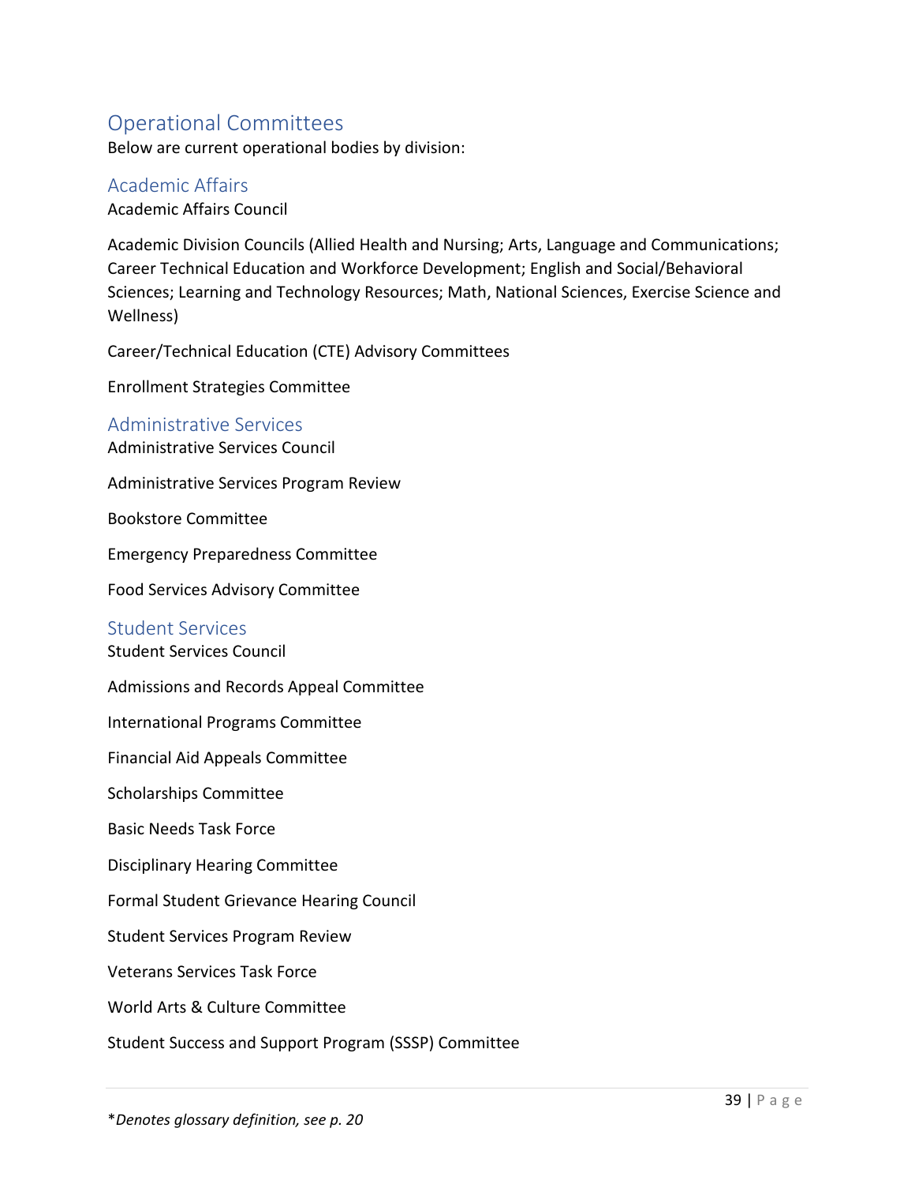## Operational Committees

Below are current operational bodies by division:

### Academic Affairs

Academic Affairs Council

Academic Division Councils (Allied Health and Nursing; Arts, Language and Communications; Career Technical Education and Workforce Development; English and Social/Behavioral Sciences; Learning and Technology Resources; Math, National Sciences, Exercise Science and Wellness)

Career/Technical Education (CTE) Advisory Committees

Enrollment Strategies Committee

### Administrative Services

Administrative Services Council

Administrative Services Program Review

Bookstore Committee

Emergency Preparedness Committee

Food Services Advisory Committee

### Student Services

Student Services Council

Admissions and Records Appeal Committee

International Programs Committee

Financial Aid Appeals Committee

Scholarships Committee

Basic Needs Task Force

Disciplinary Hearing Committee

Formal Student Grievance Hearing Council

Student Services Program Review

Veterans Services Task Force

World Arts & Culture Committee

Student Success and Support Program (SSSP) Committee

*\*Denotes glossary definition, see p. 20*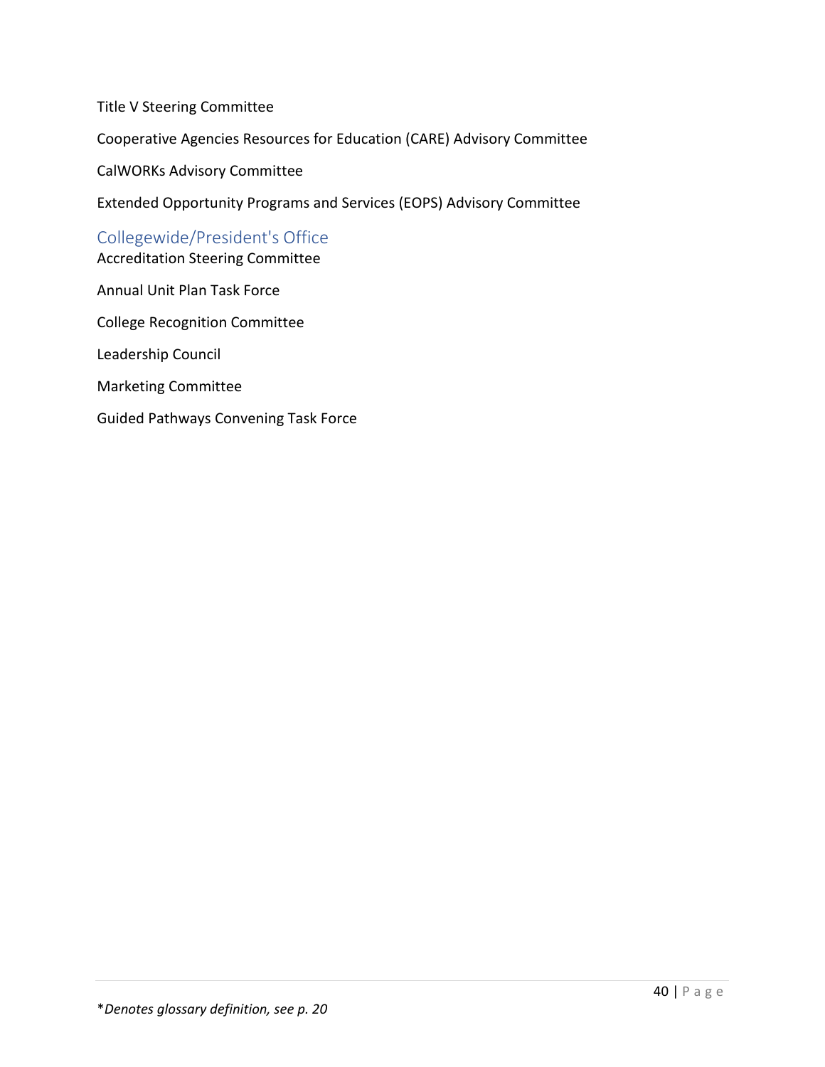Title V Steering Committee

Cooperative Agencies Resources for Education (CARE) Advisory Committee

CalWORKs Advisory Committee

Extended Opportunity Programs and Services (EOPS) Advisory Committee

### Collegewide/President's Office

Accreditation Steering Committee

Annual Unit Plan Task Force

College Recognition Committee

Leadership Council

Marketing Committee

Guided Pathways Convening Task Force

*\*Denotes glossary definition, see p. 20*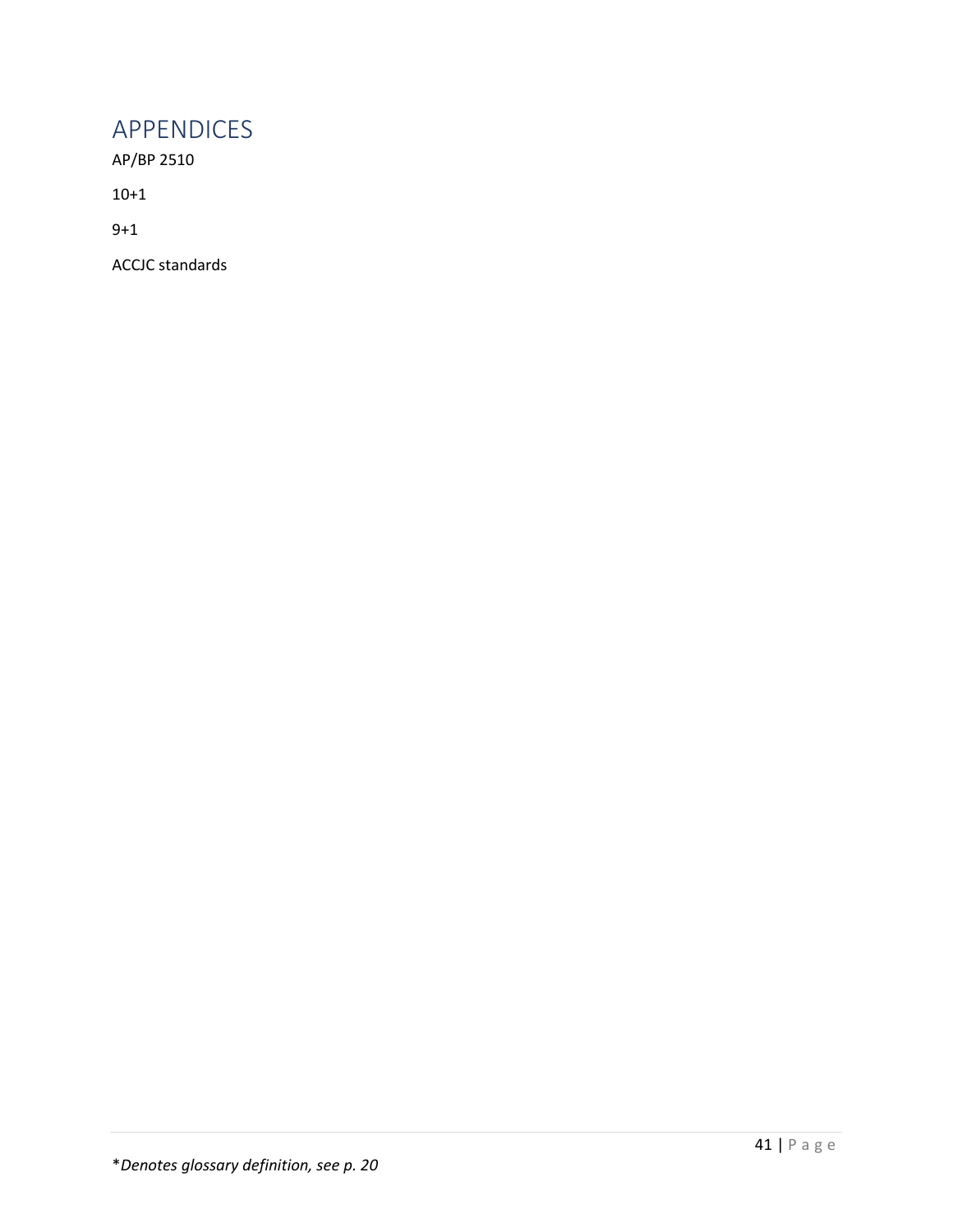# APPENDICES

AP/BP 2510

10+1

9+1

ACCJC standards

*Denotes glossary definition, see p. 20*